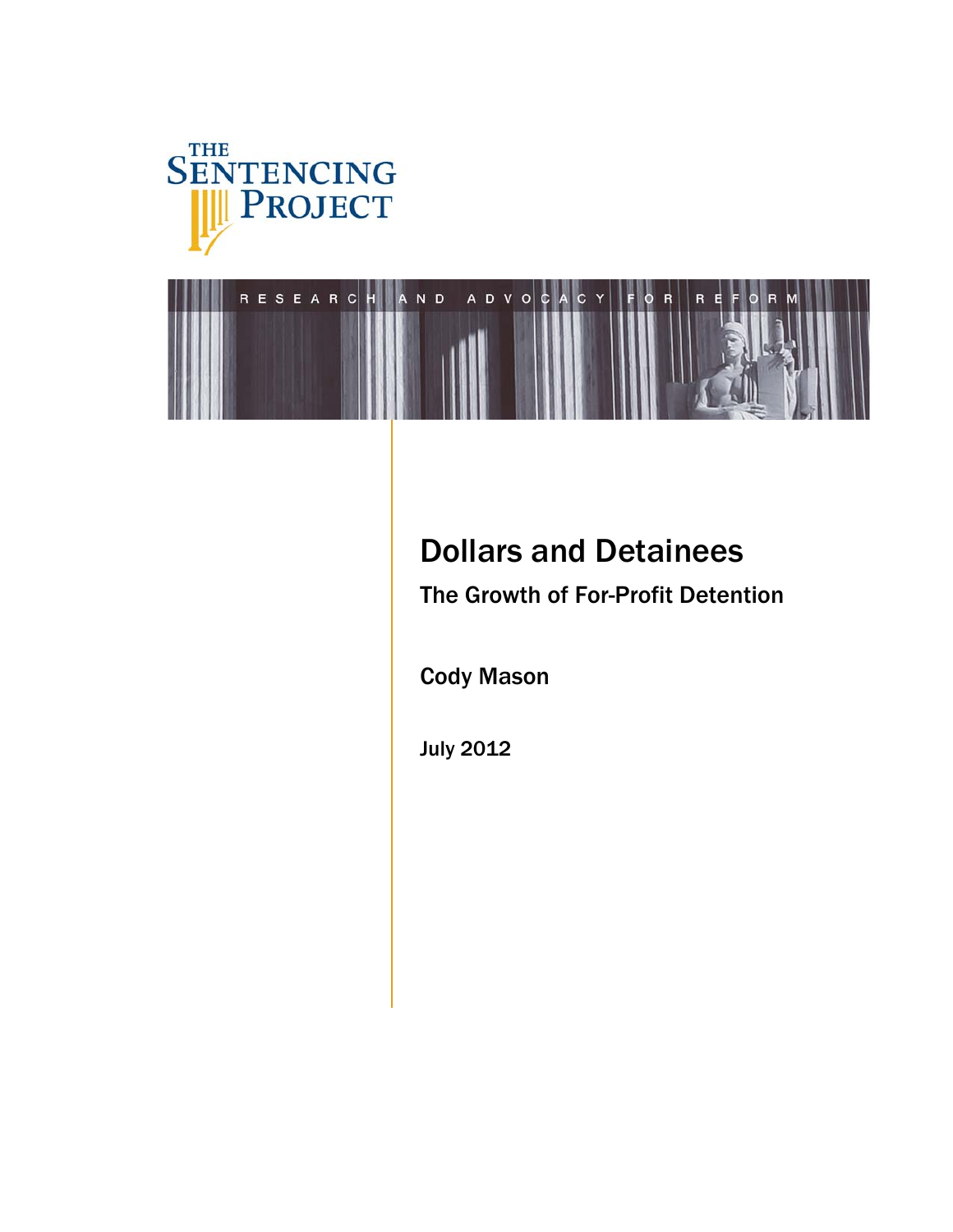THE SENTENCING PROJECT

RESEARCH AND ADVOCACY FOR REFORM

# Dollars and Detainees

## The Growth of For-Profit Detention

Cody Mason

July 2012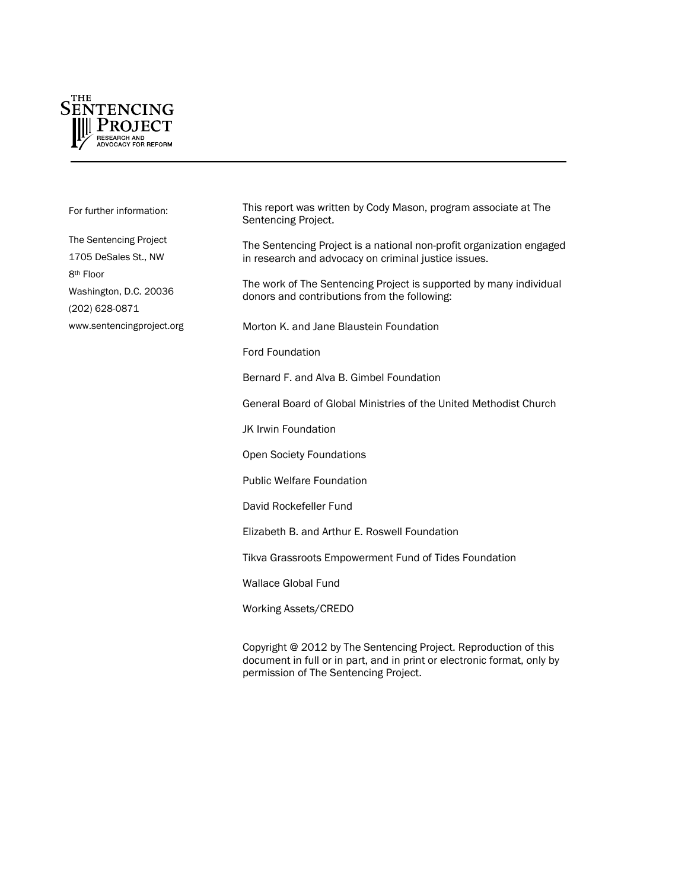THE SENTENCING PROJECT
RESEARCH AND ADVOCACY FOR REFORM

For further information:

The Sentencing Project
1705 DeSales St., NW
8th Floor
Washington, D.C. 20036
(202) 628-0871
www.sentencingproject.org

This report was written by Cody Mason, program associate at The Sentencing Project.

The Sentencing Project is a national non-profit organization engaged in research and advocacy on criminal justice issues.

The work of The Sentencing Project is supported by many individual donors and contributions from the following:

Morton K. and Jane Blaustein Foundation

Ford Foundation

Bernard F. and Alva B. Gimbel Foundation

General Board of Global Ministries of the United Methodist Church

JK Irwin Foundation

Open Society Foundations

Public Welfare Foundation

David Rockefeller Fund

Elizabeth B. and Arthur E. Roswell Foundation

Tikva Grassroots Empowerment Fund of Tides Foundation

Wallace Global Fund

Working Assets/CREDO

Copyright @ 2012 by The Sentencing Project. Reproduction of this document in full or in part, and in print or electronic format, only by permission of The Sentencing Project.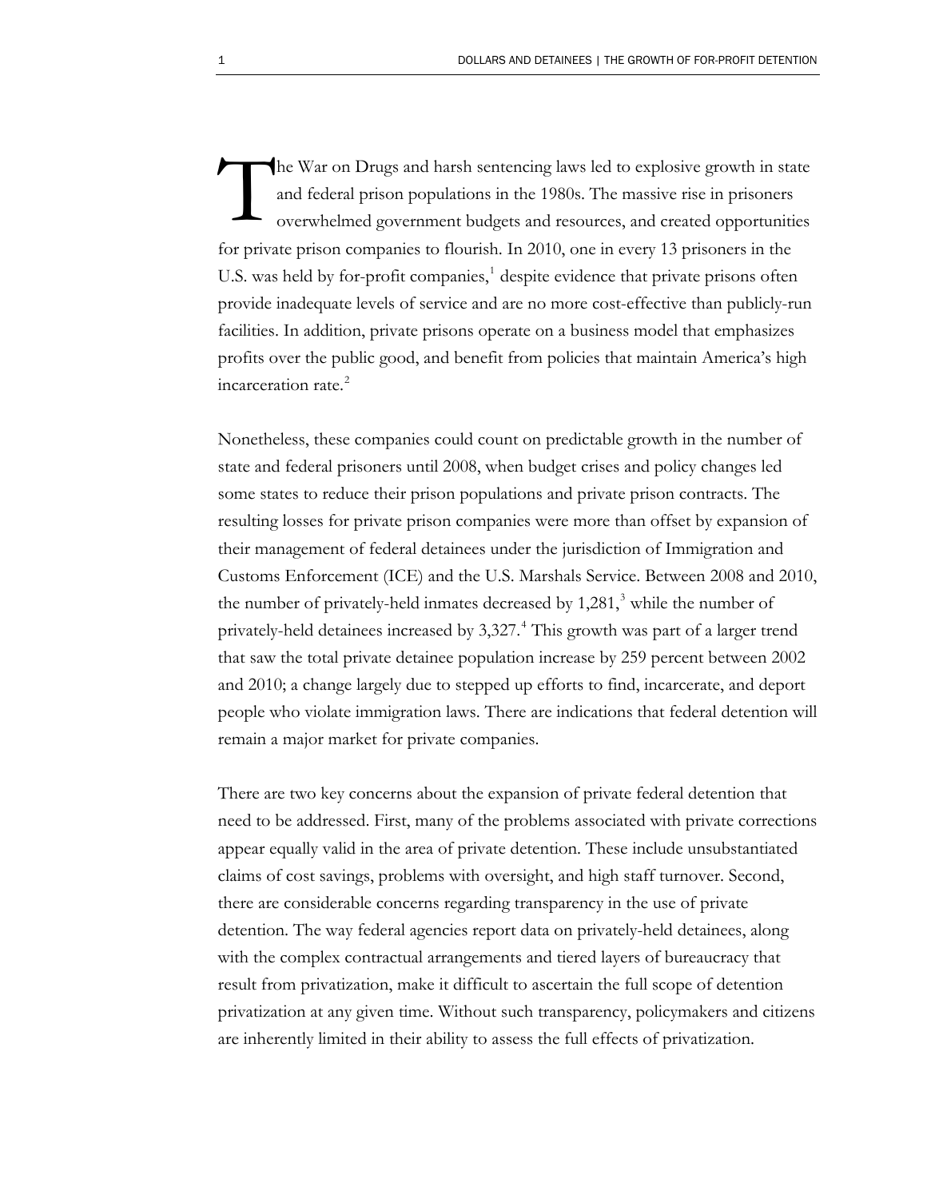The War on Drugs and harsh sentencing laws led to explosive growth in state and federal prison populations in the 1980s. The massive rise in prisoners overwhelmed government budgets and resources, and created opportunities for private prison companies to flourish. In 2010, one in every 13 prisoners in the U.S. was held by for-profit companies,[1] despite evidence that private prisons often provide inadequate levels of service and are no more cost-effective than publicly-run facilities. In addition, private prisons operate on a business model that emphasizes profits over the public good, and benefit from policies that maintain America's high incarceration rate.[2]

Nonetheless, these companies could count on predictable growth in the number of state and federal prisoners until 2008, when budget crises and policy changes led some states to reduce their prison populations and private prison contracts. The resulting losses for private prison companies were more than offset by expansion of their management of federal detainees under the jurisdiction of Immigration and Customs Enforcement (ICE) and the U.S. Marshals Service. Between 2008 and 2010, the number of privately-held inmates decreased by 1,281,[3] while the number of privately-held detainees increased by 3,327.[4] This growth was part of a larger trend that saw the total private detainee population increase by 259 percent between 2002 and 2010; a change largely due to stepped up efforts to find, incarcerate, and deport people who violate immigration laws. There are indications that federal detention will remain a major market for private companies.

There are two key concerns about the expansion of private federal detention that need to be addressed. First, many of the problems associated with private corrections appear equally valid in the area of private detention. These include unsubstantiated claims of cost savings, problems with oversight, and high staff turnover. Second, there are considerable concerns regarding transparency in the use of private detention. The way federal agencies report data on privately-held detainees, along with the complex contractual arrangements and tiered layers of bureaucracy that result from privatization, make it difficult to ascertain the full scope of detention privatization at any given time. Without such transparency, policymakers and citizens are inherently limited in their ability to assess the full effects of privatization.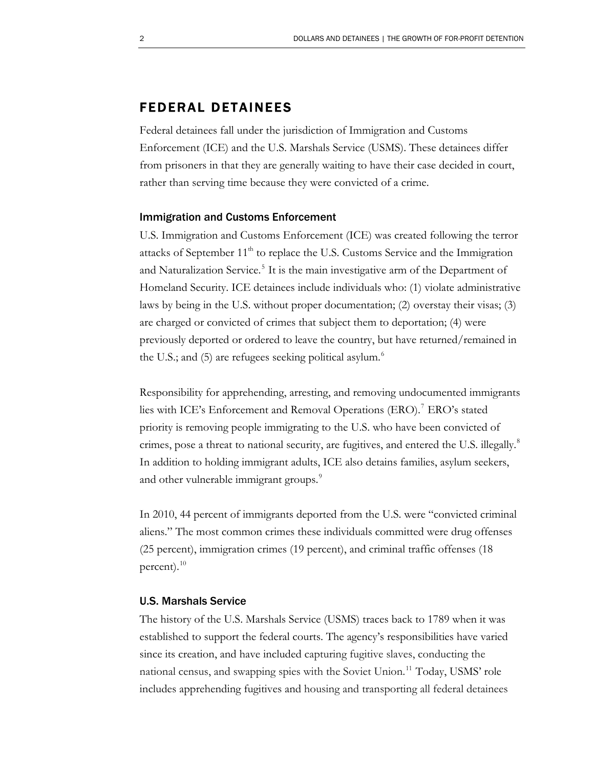## FEDERAL DETAINEES

Federal detainees fall under the jurisdiction of Immigration and Customs Enforcement (ICE) and the U.S. Marshals Service (USMS). These detainees differ from prisoners in that they are generally waiting to have their case decided in court, rather than serving time because they were convicted of a crime.

### Immigration and Customs Enforcement

U.S. Immigration and Customs Enforcement (ICE) was created following the terror attacks of September 11th to replace the U.S. Customs Service and the Immigration and Naturalization Service.[5] It is the main investigative arm of the Department of Homeland Security. ICE detainees include individuals who: (1) violate administrative laws by being in the U.S. without proper documentation; (2) overstay their visas; (3) are charged or convicted of crimes that subject them to deportation; (4) were previously deported or ordered to leave the country, but have returned/remained in the U.S.; and (5) are refugees seeking political asylum.[6]

Responsibility for apprehending, arresting, and removing undocumented immigrants lies with ICE's Enforcement and Removal Operations (ERO).[7] ERO's stated priority is removing people immigrating to the U.S. who have been convicted of crimes, pose a threat to national security, are fugitives, and entered the U.S. illegally.[8] In addition to holding immigrant adults, ICE also detains families, asylum seekers, and other vulnerable immigrant groups.[9]

In 2010, 44 percent of immigrants deported from the U.S. were "convicted criminal aliens." The most common crimes these individuals committed were drug offenses (25 percent), immigration crimes (19 percent), and criminal traffic offenses (18 percent).[10]

### U.S. Marshals Service

The history of the U.S. Marshals Service (USMS) traces back to 1789 when it was established to support the federal courts. The agency's responsibilities have varied since its creation, and have included capturing fugitive slaves, conducting the national census, and swapping spies with the Soviet Union.[11] Today, USMS' role includes apprehending fugitives and housing and transporting all federal detainees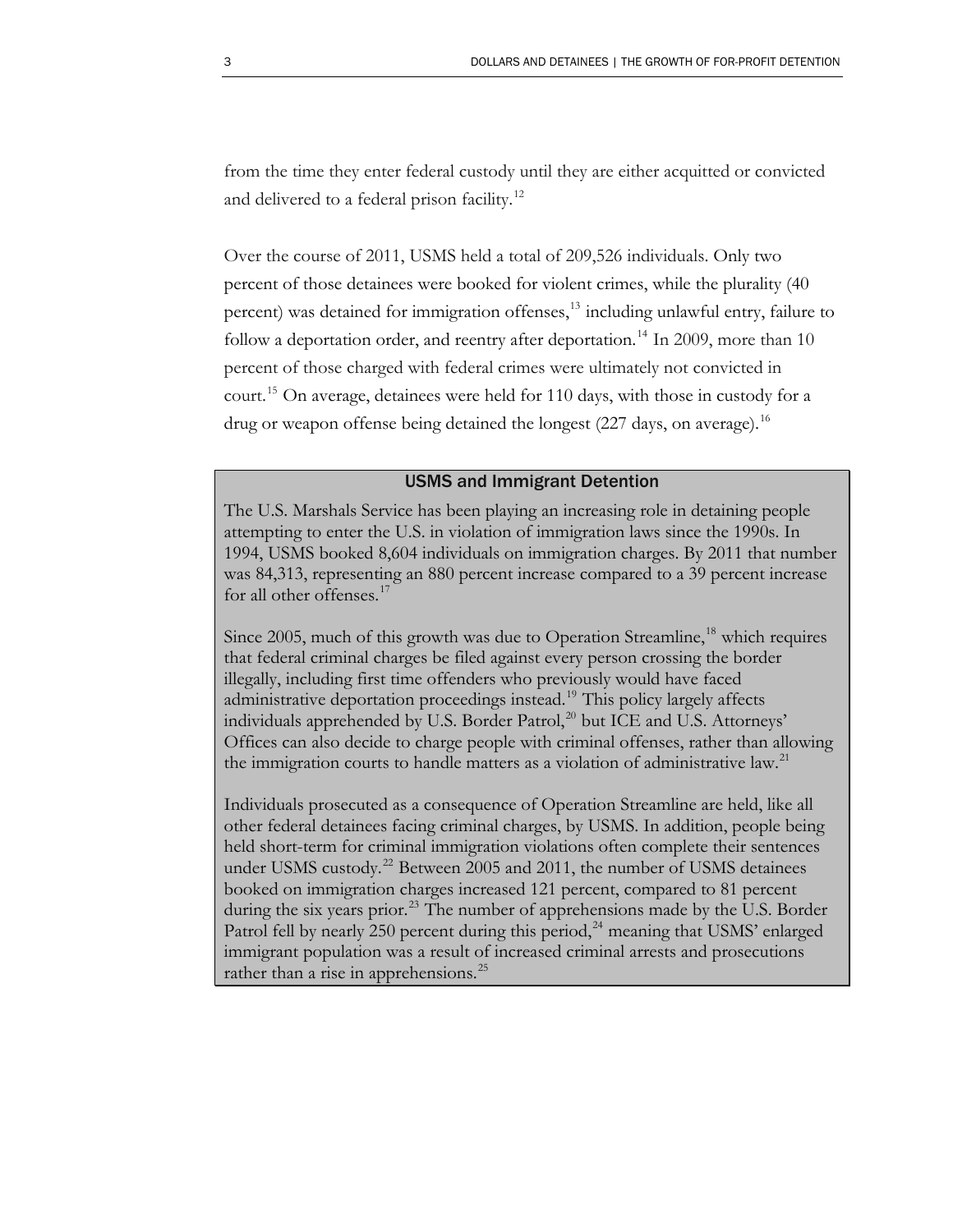from the time they enter federal custody until they are either acquitted or convicted and delivered to a federal prison facility.[12]

Over the course of 2011, USMS held a total of 209,526 individuals. Only two percent of those detainees were booked for violent crimes, while the plurality (40 percent) was detained for immigration offenses,[13] including unlawful entry, failure to follow a deportation order, and reentry after deportation.[14] In 2009, more than 10 percent of those charged with federal crimes were ultimately not convicted in court.[15] On average, detainees were held for 110 days, with those in custody for a drug or weapon offense being detained the longest (227 days, on average).[16]

### USMS and Immigrant Detention

The U.S. Marshals Service has been playing an increasing role in detaining people attempting to enter the U.S. in violation of immigration laws since the 1990s. In 1994, USMS booked 8,604 individuals on immigration charges. By 2011 that number was 84,313, representing an 880 percent increase compared to a 39 percent increase for all other offenses.[17]

Since 2005, much of this growth was due to Operation Streamline,[18] which requires that federal criminal charges be filed against every person crossing the border illegally, including first time offenders who previously would have faced administrative deportation proceedings instead.[19] This policy largely affects individuals apprehended by U.S. Border Patrol,[20] but ICE and U.S. Attorneys' Offices can also decide to charge people with criminal offenses, rather than allowing the immigration courts to handle matters as a violation of administrative law.[21]

Individuals prosecuted as a consequence of Operation Streamline are held, like all other federal detainees facing criminal charges, by USMS. In addition, people being held short-term for criminal immigration violations often complete their sentences under USMS custody.[22] Between 2005 and 2011, the number of USMS detainees booked on immigration charges increased 121 percent, compared to 81 percent during the six years prior.[23] The number of apprehensions made by the U.S. Border Patrol fell by nearly 250 percent during this period,[24] meaning that USMS' enlarged immigrant population was a result of increased criminal arrests and prosecutions rather than a rise in apprehensions.[25]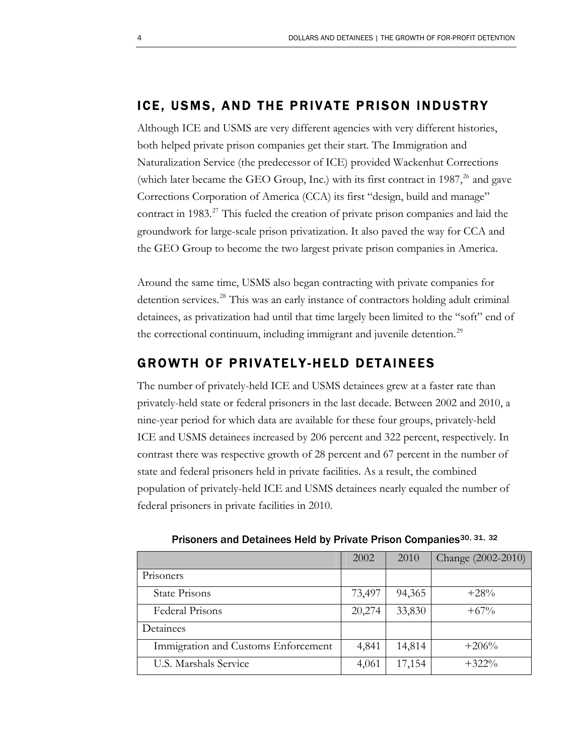## ICE, USMS, AND THE PRIVATE PRISON INDUSTRY

Although ICE and USMS are very different agencies with very different histories, both helped private prison companies get their start. The Immigration and Naturalization Service (the predecessor of ICE) provided Wackenhut Corrections (which later became the GEO Group, Inc.) with its first contract in 1987,[26] and gave Corrections Corporation of America (CCA) its first "design, build and manage" contract in 1983.[27] This fueled the creation of private prison companies and laid the groundwork for large-scale prison privatization. It also paved the way for CCA and the GEO Group to become the two largest private prison companies in America.

Around the same time, USMS also began contracting with private companies for detention services.[28] This was an early instance of contractors holding adult criminal detainees, as privatization had until that time largely been limited to the "soft" end of the correctional continuum, including immigrant and juvenile detention.[29]

## GROWTH OF PRIVATELY-HELD DETAINEES

The number of privately-held ICE and USMS detainees grew at a faster rate than privately-held state or federal prisoners in the last decade. Between 2002 and 2010, a nine-year period for which data are available for these four groups, privately-held ICE and USMS detainees increased by 206 percent and 322 percent, respectively. In contrast there was respective growth of 28 percent and 67 percent in the number of state and federal prisoners held in private facilities. As a result, the combined population of privately-held ICE and USMS detainees nearly equaled the number of federal prisoners in private facilities in 2010.

Prisoners and Detainees Held by Private Prison Companies[30, 31, 32]

| | 2002 | 2010 | Change (2002-2010) |
|---|---|---|---|
| Prisoners | | | |
| State Prisons | 73,497 | 94,365 | +28% |
| Federal Prisons | 20,274 | 33,830 | +67% |
| Detainees | | | |
| Immigration and Customs Enforcement | 4,841 | 14,814 | +206% |
| U.S. Marshals Service | 4,061 | 17,154 | +322% |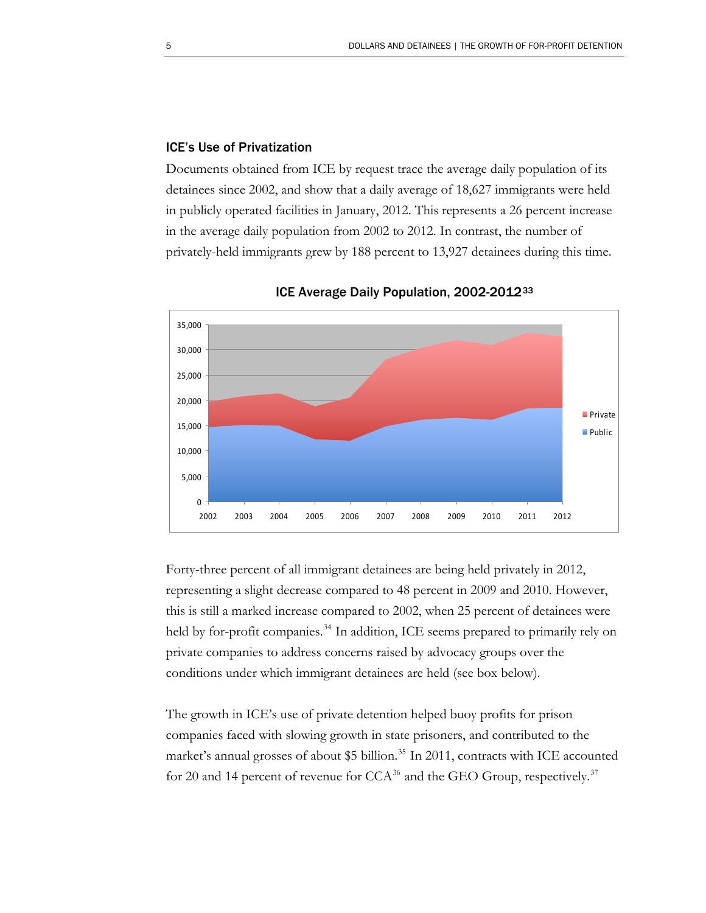### ICE's Use of Privatization

Documents obtained from ICE by request trace the average daily population of its detainees since 2002, and show that a daily average of 18,627 immigrants were held in publicly operated facilities in January, 2012. This represents a 26 percent increase in the average daily population from 2002 to 2012. In contrast, the number of privately-held immigrants grew by 188 percent to 13,927 detainees during this time.

**ICE Average Daily Population, 2002-2012**[33]

Forty-three percent of all immigrant detainees are being held privately in 2012, representing a slight decrease compared to 48 percent in 2009 and 2010. However, this is still a marked increase compared to 2002, when 25 percent of detainees were held by for-profit companies.[34] In addition, ICE seems prepared to primarily rely on private companies to address concerns raised by advocacy groups over the conditions under which immigrant detainees are held (see box below).

The growth in ICE's use of private detention helped buoy profits for prison companies faced with slowing growth in state prisoners, and contributed to the market's annual grosses of about $5 billion.[35] In 2011, contracts with ICE accounted for 20 and 14 percent of revenue for CCA[36] and the GEO Group, respectively.[37]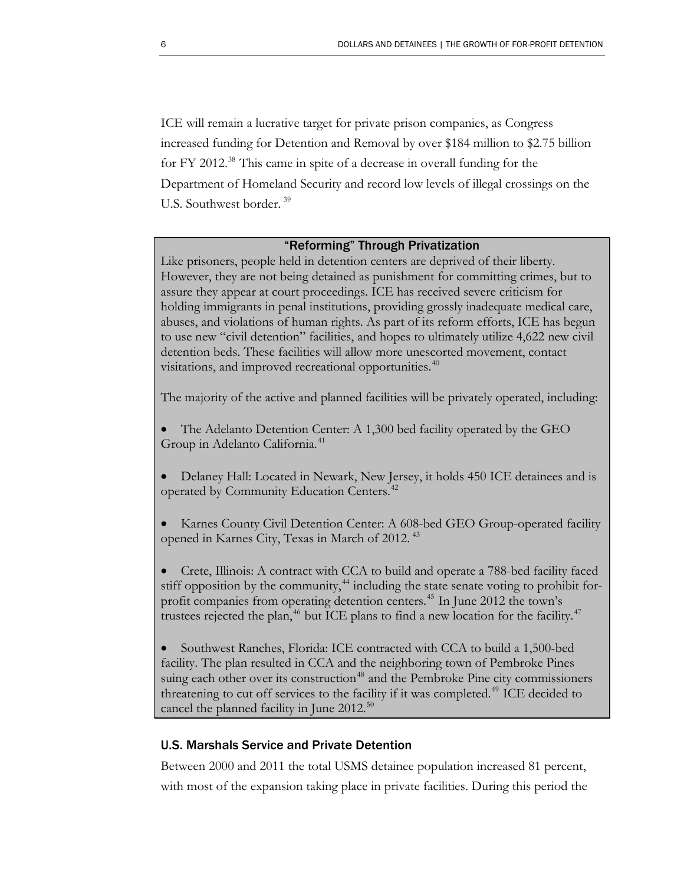ICE will remain a lucrative target for private prison companies, as Congress increased funding for Detention and Removal by over $184 million to $2.75 billion for FY 2012.[38] This came in spite of a decrease in overall funding for the Department of Homeland Security and record low levels of illegal crossings on the U.S. Southwest border.[39]

### "Reforming" Through Privatization

Like prisoners, people held in detention centers are deprived of their liberty. However, they are not being detained as punishment for committing crimes, but to assure they appear at court proceedings. ICE has received severe criticism for holding immigrants in penal institutions, providing grossly inadequate medical care, abuses, and violations of human rights. As part of its reform efforts, ICE has begun to use new "civil detention" facilities, and hopes to ultimately utilize 4,622 new civil detention beds. These facilities will allow more unescorted movement, contact visitations, and improved recreational opportunities.[40]

The majority of the active and planned facilities will be privately operated, including:

- The Adelanto Detention Center: A 1,300 bed facility operated by the GEO Group in Adelanto California.[41]
- Delaney Hall: Located in Newark, New Jersey, it holds 450 ICE detainees and is operated by Community Education Centers.[42]
- Karnes County Civil Detention Center: A 608-bed GEO Group-operated facility opened in Karnes City, Texas in March of 2012.[43]
- Crete, Illinois: A contract with CCA to build and operate a 788-bed facility faced stiff opposition by the community,[44] including the state senate voting to prohibit for-profit companies from operating detention centers.[45] In June 2012 the town's trustees rejected the plan,[46] but ICE plans to find a new location for the facility.[47]
- Southwest Ranches, Florida: ICE contracted with CCA to build a 1,500-bed facility. The plan resulted in CCA and the neighboring town of Pembroke Pines suing each other over its construction[48] and the Pembroke Pine city commissioners threatening to cut off services to the facility if it was completed.[49] ICE decided to cancel the planned facility in June 2012.[50]

## U.S. Marshals Service and Private Detention

Between 2000 and 2011 the total USMS detainee population increased 81 percent, with most of the expansion taking place in private facilities. During this period the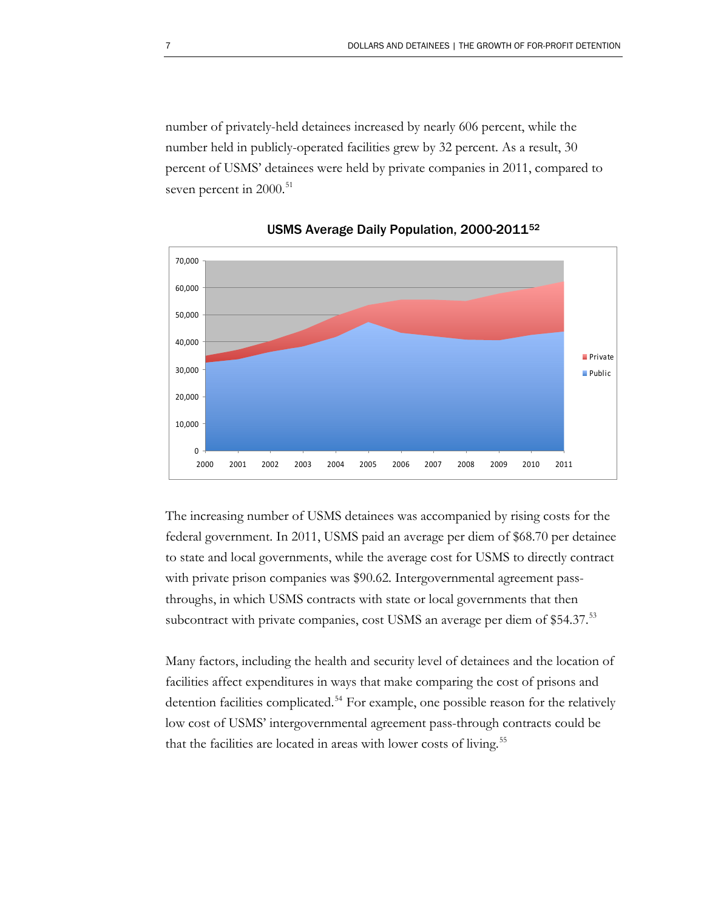number of privately-held detainees increased by nearly 606 percent, while the number held in publicly-operated facilities grew by 32 percent. As a result, 30 percent of USMS' detainees were held by private companies in 2011, compared to seven percent in 2000.[51]

**USMS Average Daily Population, 2000-2011[52]**

The increasing number of USMS detainees was accompanied by rising costs for the federal government. In 2011, USMS paid an average per diem of $68.70 per detainee to state and local governments, while the average cost for USMS to directly contract with private prison companies was $90.62. Intergovernmental agreement pass-throughs, in which USMS contracts with state or local governments that then subcontract with private companies, cost USMS an average per diem of $54.37.[53]

Many factors, including the health and security level of detainees and the location of facilities affect expenditures in ways that make comparing the cost of prisons and detention facilities complicated.[54] For example, one possible reason for the relatively low cost of USMS' intergovernmental agreement pass-through contracts could be that the facilities are located in areas with lower costs of living.[55]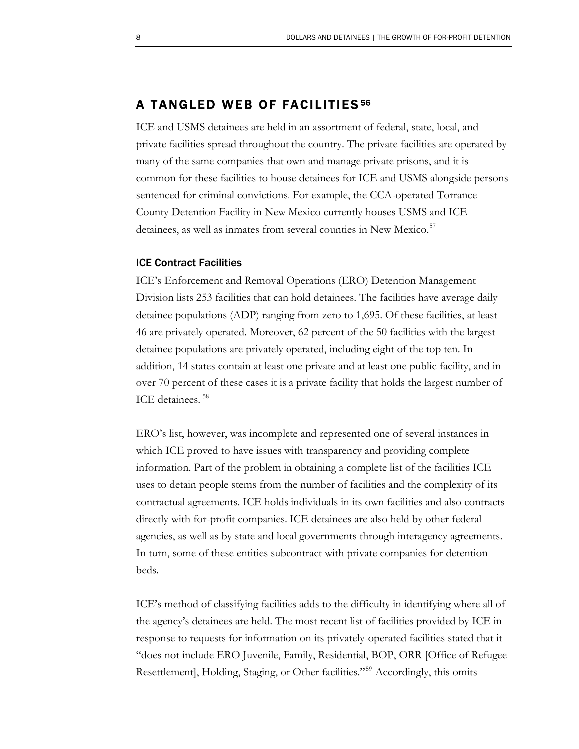## A TANGLED WEB OF FACILITIES[56]

ICE and USMS detainees are held in an assortment of federal, state, local, and private facilities spread throughout the country. The private facilities are operated by many of the same companies that own and manage private prisons, and it is common for these facilities to house detainees for ICE and USMS alongside persons sentenced for criminal convictions. For example, the CCA-operated Torrance County Detention Facility in New Mexico currently houses USMS and ICE detainees, as well as inmates from several counties in New Mexico.[57]

### ICE Contract Facilities

ICE's Enforcement and Removal Operations (ERO) Detention Management Division lists 253 facilities that can hold detainees. The facilities have average daily detainee populations (ADP) ranging from zero to 1,695. Of these facilities, at least 46 are privately operated. Moreover, 62 percent of the 50 facilities with the largest detainee populations are privately operated, including eight of the top ten. In addition, 14 states contain at least one private and at least one public facility, and in over 70 percent of these cases it is a private facility that holds the largest number of ICE detainees.[58]

ERO's list, however, was incomplete and represented one of several instances in which ICE proved to have issues with transparency and providing complete information. Part of the problem in obtaining a complete list of the facilities ICE uses to detain people stems from the number of facilities and the complexity of its contractual agreements. ICE holds individuals in its own facilities and also contracts directly with for-profit companies. ICE detainees are also held by other federal agencies, as well as by state and local governments through interagency agreements. In turn, some of these entities subcontract with private companies for detention beds.

ICE's method of classifying facilities adds to the difficulty in identifying where all of the agency's detainees are held. The most recent list of facilities provided by ICE in response to requests for information on its privately-operated facilities stated that it "does not include ERO Juvenile, Family, Residential, BOP, ORR [Office of Refugee Resettlement], Holding, Staging, or Other facilities."[59] Accordingly, this omits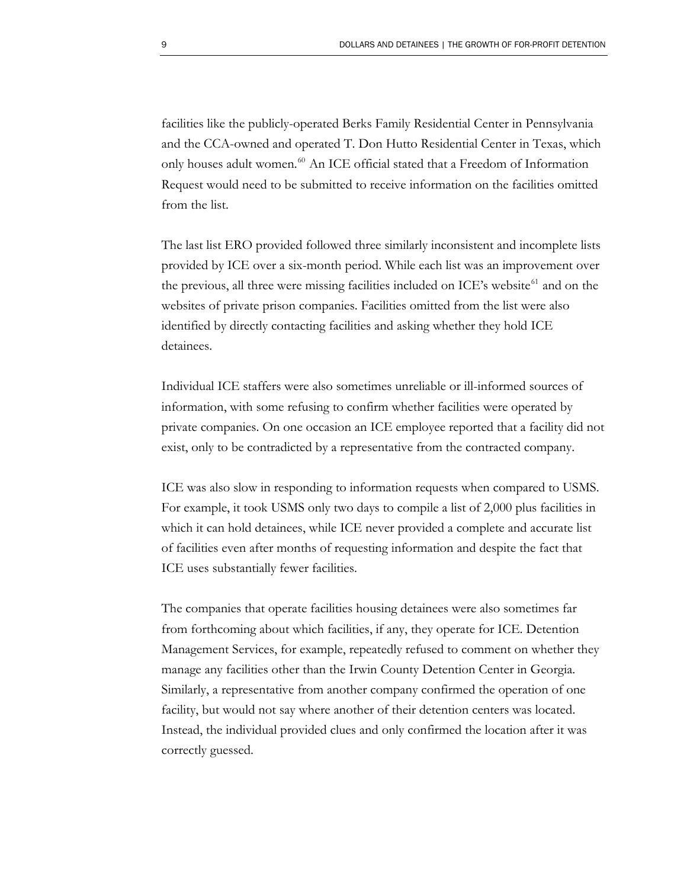facilities like the publicly-operated Berks Family Residential Center in Pennsylvania and the CCA-owned and operated T. Don Hutto Residential Center in Texas, which only houses adult women.[60] An ICE official stated that a Freedom of Information Request would need to be submitted to receive information on the facilities omitted from the list.

The last list ERO provided followed three similarly inconsistent and incomplete lists provided by ICE over a six-month period. While each list was an improvement over the previous, all three were missing facilities included on ICE's website[61] and on the websites of private prison companies. Facilities omitted from the list were also identified by directly contacting facilities and asking whether they hold ICE detainees.

Individual ICE staffers were also sometimes unreliable or ill-informed sources of information, with some refusing to confirm whether facilities were operated by private companies. On one occasion an ICE employee reported that a facility did not exist, only to be contradicted by a representative from the contracted company.

ICE was also slow in responding to information requests when compared to USMS. For example, it took USMS only two days to compile a list of 2,000 plus facilities in which it can hold detainees, while ICE never provided a complete and accurate list of facilities even after months of requesting information and despite the fact that ICE uses substantially fewer facilities.

The companies that operate facilities housing detainees were also sometimes far from forthcoming about which facilities, if any, they operate for ICE. Detention Management Services, for example, repeatedly refused to comment on whether they manage any facilities other than the Irwin County Detention Center in Georgia. Similarly, a representative from another company confirmed the operation of one facility, but would not say where another of their detention centers was located. Instead, the individual provided clues and only confirmed the location after it was correctly guessed.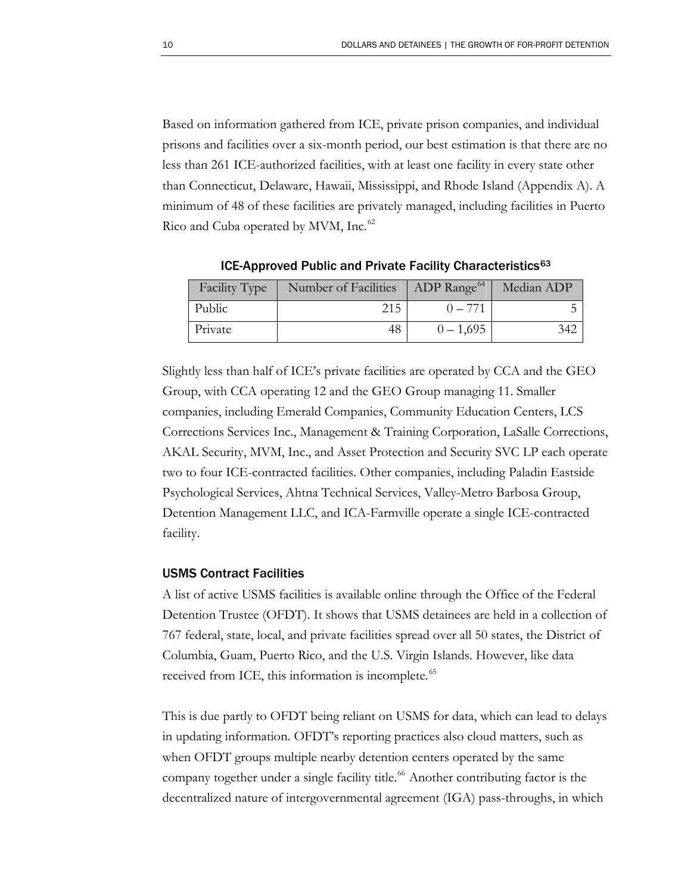Based on information gathered from ICE, private prison companies, and individual prisons and facilities over a six-month period, our best estimation is that there are no less than 261 ICE-authorized facilities, with at least one facility in every state other than Connecticut, Delaware, Hawaii, Mississippi, and Rhode Island (Appendix A). A minimum of 48 of these facilities are privately managed, including facilities in Puerto Rico and Cuba operated by MVM, Inc.[62]

**ICE-Approved Public and Private Facility Characteristics[63]**

| Facility Type | Number of Facilities | ADP Range[64] | Median ADP |
|---|---|---|---|
| Public | 215 | 0 – 771 | 5 |
| Private | 48 | 0 – 1,695 | 342 |

Slightly less than half of ICE's private facilities are operated by CCA and the GEO Group, with CCA operating 12 and the GEO Group managing 11. Smaller companies, including Emerald Companies, Community Education Centers, LCS Corrections Services Inc., Management & Training Corporation, LaSalle Corrections, AKAL Security, MVM, Inc., and Asset Protection and Security SVC LP each operate two to four ICE-contracted facilities. Other companies, including Paladin Eastside Psychological Services, Ahtna Technical Services, Valley-Metro Barbosa Group, Detention Management LLC, and ICA-Farmville operate a single ICE-contracted facility.

### USMS Contract Facilities

A list of active USMS facilities is available online through the Office of the Federal Detention Trustee (OFDT). It shows that USMS detainees are held in a collection of 767 federal, state, local, and private facilities spread over all 50 states, the District of Columbia, Guam, Puerto Rico, and the U.S. Virgin Islands. However, like data received from ICE, this information is incomplete.[65]

This is due partly to OFDT being reliant on USMS for data, which can lead to delays in updating information. OFDT's reporting practices also cloud matters, such as when OFDT groups multiple nearby detention centers operated by the same company together under a single facility title.[66] Another contributing factor is the decentralized nature of intergovernmental agreement (IGA) pass-throughs, in which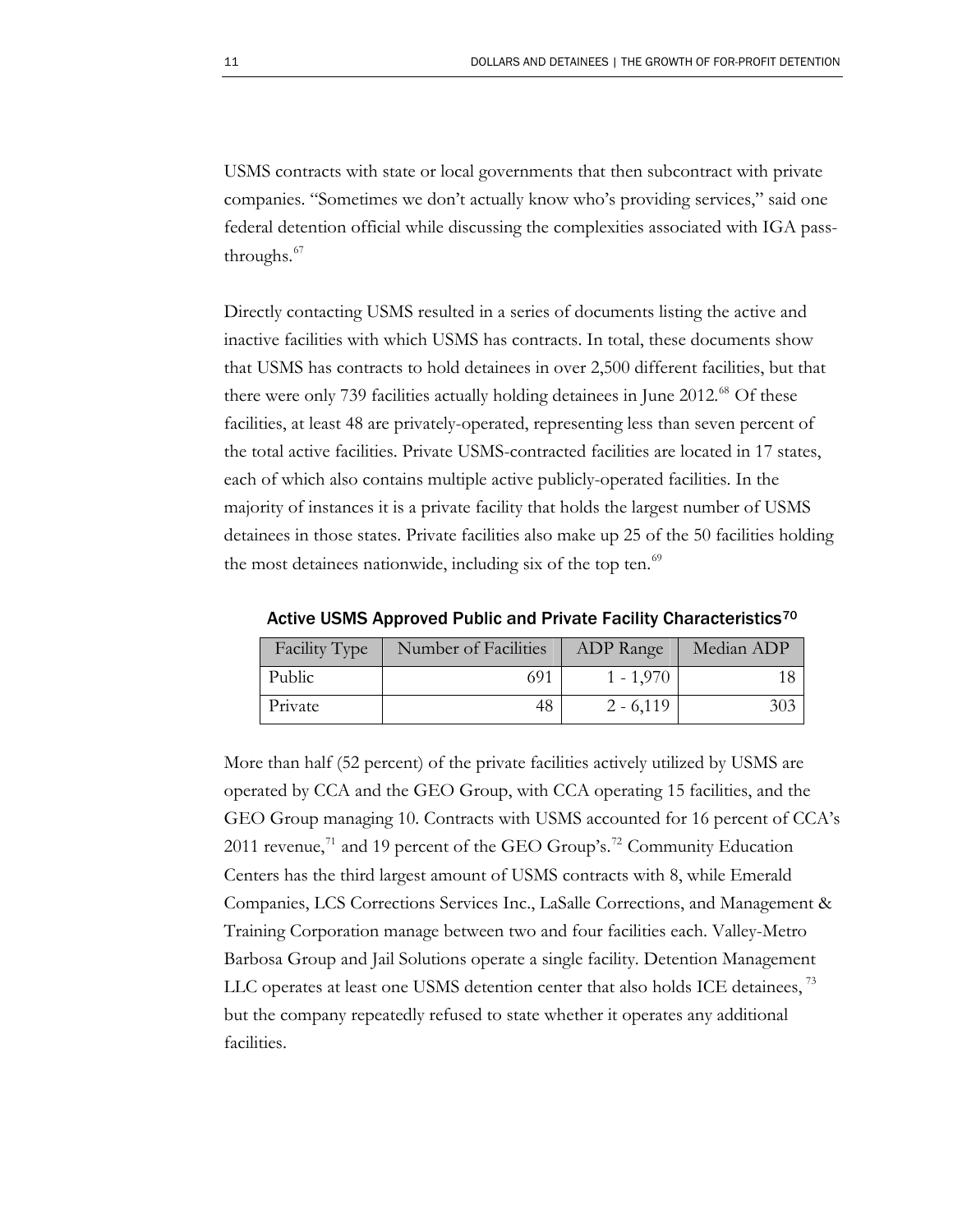USMS contracts with state or local governments that then subcontract with private companies. "Sometimes we don't actually know who's providing services," said one federal detention official while discussing the complexities associated with IGA pass-throughs.[67]

Directly contacting USMS resulted in a series of documents listing the active and inactive facilities with which USMS has contracts. In total, these documents show that USMS has contracts to hold detainees in over 2,500 different facilities, but that there were only 739 facilities actually holding detainees in June 2012.[68] Of these facilities, at least 48 are privately-operated, representing less than seven percent of the total active facilities. Private USMS-contracted facilities are located in 17 states, each of which also contains multiple active publicly-operated facilities. In the majority of instances it is a private facility that holds the largest number of USMS detainees in those states. Private facilities also make up 25 of the 50 facilities holding the most detainees nationwide, including six of the top ten.[69]

Active USMS Approved Public and Private Facility Characteristics[70]

| Facility Type | Number of Facilities | ADP Range | Median ADP |
|---|---|---|---|
| Public | 691 | 1 - 1,970 | 18 |
| Private | 48 | 2 - 6,119 | 303 |

More than half (52 percent) of the private facilities actively utilized by USMS are operated by CCA and the GEO Group, with CCA operating 15 facilities, and the GEO Group managing 10. Contracts with USMS accounted for 16 percent of CCA's 2011 revenue,[71] and 19 percent of the GEO Group's.[72] Community Education Centers has the third largest amount of USMS contracts with 8, while Emerald Companies, LCS Corrections Services Inc., LaSalle Corrections, and Management & Training Corporation manage between two and four facilities each. Valley-Metro Barbosa Group and Jail Solutions operate a single facility. Detention Management LLC operates at least one USMS detention center that also holds ICE detainees,[73] but the company repeatedly refused to state whether it operates any additional facilities.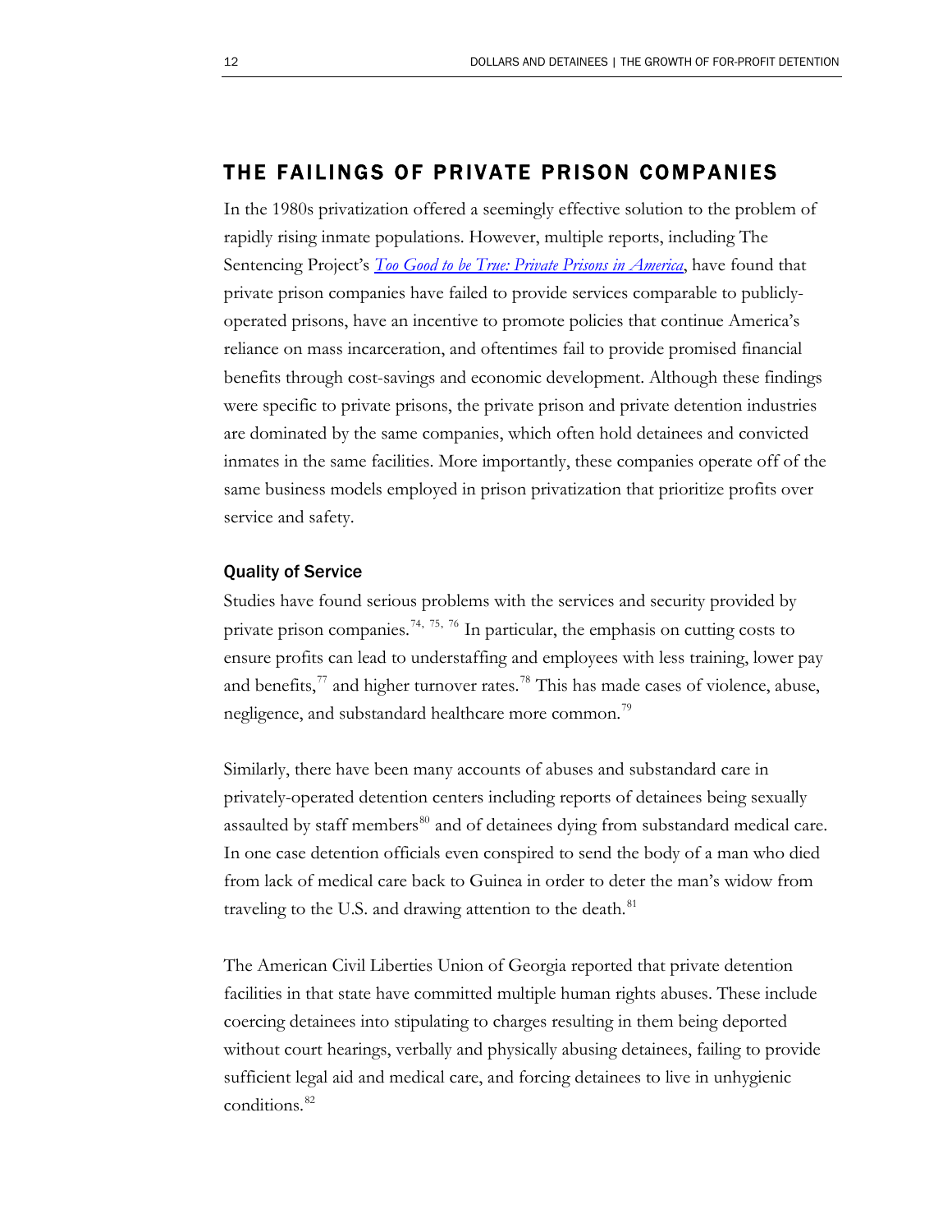## THE FAILINGS OF PRIVATE PRISON COMPANIES

In the 1980s privatization offered a seemingly effective solution to the problem of rapidly rising inmate populations. However, multiple reports, including The Sentencing Project's *Too Good to be True: Private Prisons in America*, have found that private prison companies have failed to provide services comparable to publicly-operated prisons, have an incentive to promote policies that continue America's reliance on mass incarceration, and oftentimes fail to provide promised financial benefits through cost-savings and economic development. Although these findings were specific to private prisons, the private prison and private detention industries are dominated by the same companies, which often hold detainees and convicted inmates in the same facilities. More importantly, these companies operate off of the same business models employed in prison privatization that prioritize profits over service and safety.

### Quality of Service

Studies have found serious problems with the services and security provided by private prison companies.[74, 75, 76] In particular, the emphasis on cutting costs to ensure profits can lead to understaffing and employees with less training, lower pay and benefits,[77] and higher turnover rates.[78] This has made cases of violence, abuse, negligence, and substandard healthcare more common.[79]

Similarly, there have been many accounts of abuses and substandard care in privately-operated detention centers including reports of detainees being sexually assaulted by staff members[80] and of detainees dying from substandard medical care. In one case detention officials even conspired to send the body of a man who died from lack of medical care back to Guinea in order to deter the man's widow from traveling to the U.S. and drawing attention to the death.[81]

The American Civil Liberties Union of Georgia reported that private detention facilities in that state have committed multiple human rights abuses. These include coercing detainees into stipulating to charges resulting in them being deported without court hearings, verbally and physically abusing detainees, failing to provide sufficient legal aid and medical care, and forcing detainees to live in unhygienic conditions.[82]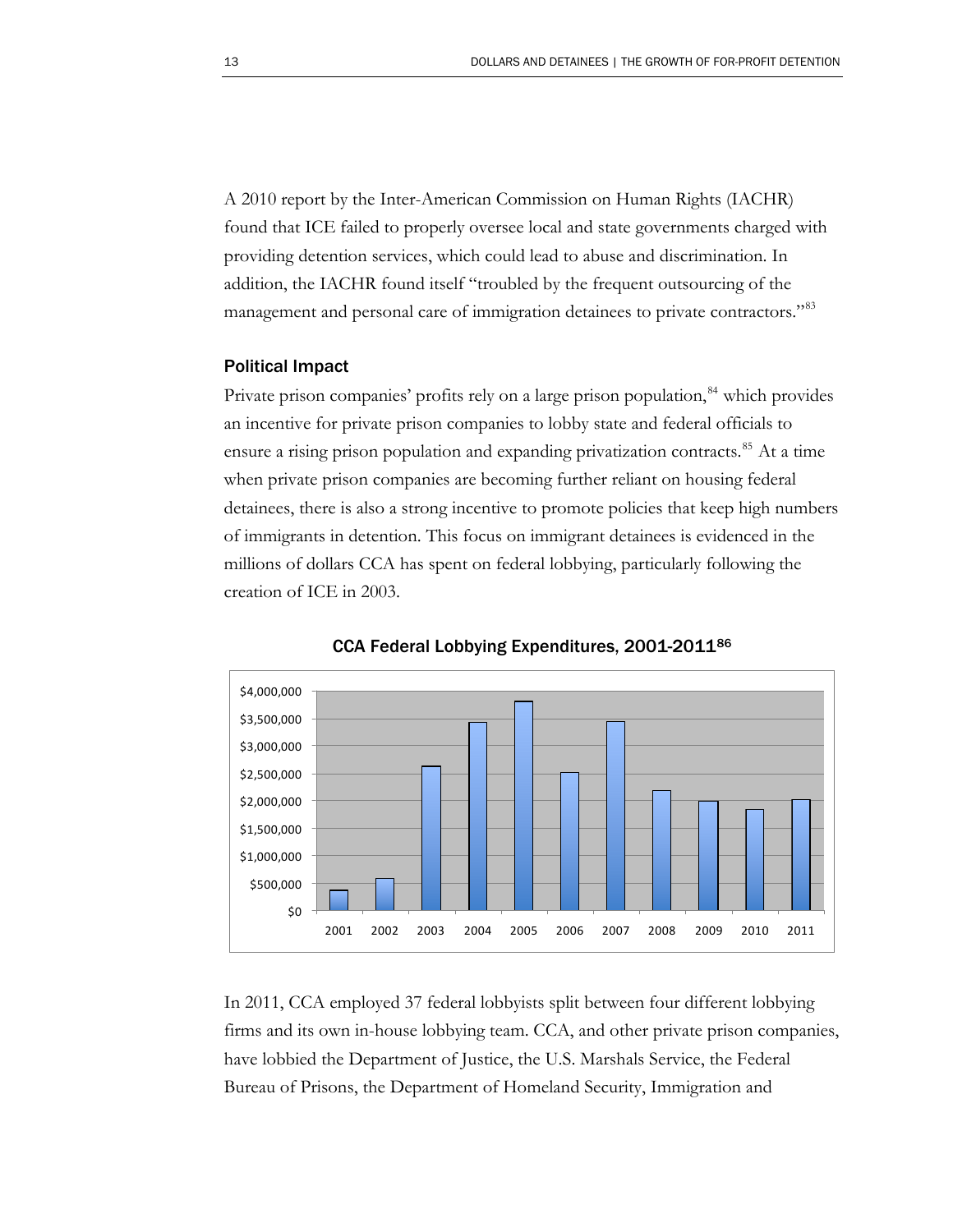A 2010 report by the Inter-American Commission on Human Rights (IACHR) found that ICE failed to properly oversee local and state governments charged with providing detention services, which could lead to abuse and discrimination. In addition, the IACHR found itself "troubled by the frequent outsourcing of the management and personal care of immigration detainees to private contractors."[83]

### Political Impact

Private prison companies' profits rely on a large prison population,[84] which provides an incentive for private prison companies to lobby state and federal officials to ensure a rising prison population and expanding privatization contracts.[85] At a time when private prison companies are becoming further reliant on housing federal detainees, there is also a strong incentive to promote policies that keep high numbers of immigrants in detention. This focus on immigrant detainees is evidenced in the millions of dollars CCA has spent on federal lobbying, particularly following the creation of ICE in 2003.

**CCA Federal Lobbying Expenditures, 2001-2011**[86]

In 2011, CCA employed 37 federal lobbyists split between four different lobbying firms and its own in-house lobbying team. CCA, and other private prison companies, have lobbied the Department of Justice, the U.S. Marshals Service, the Federal Bureau of Prisons, the Department of Homeland Security, Immigration and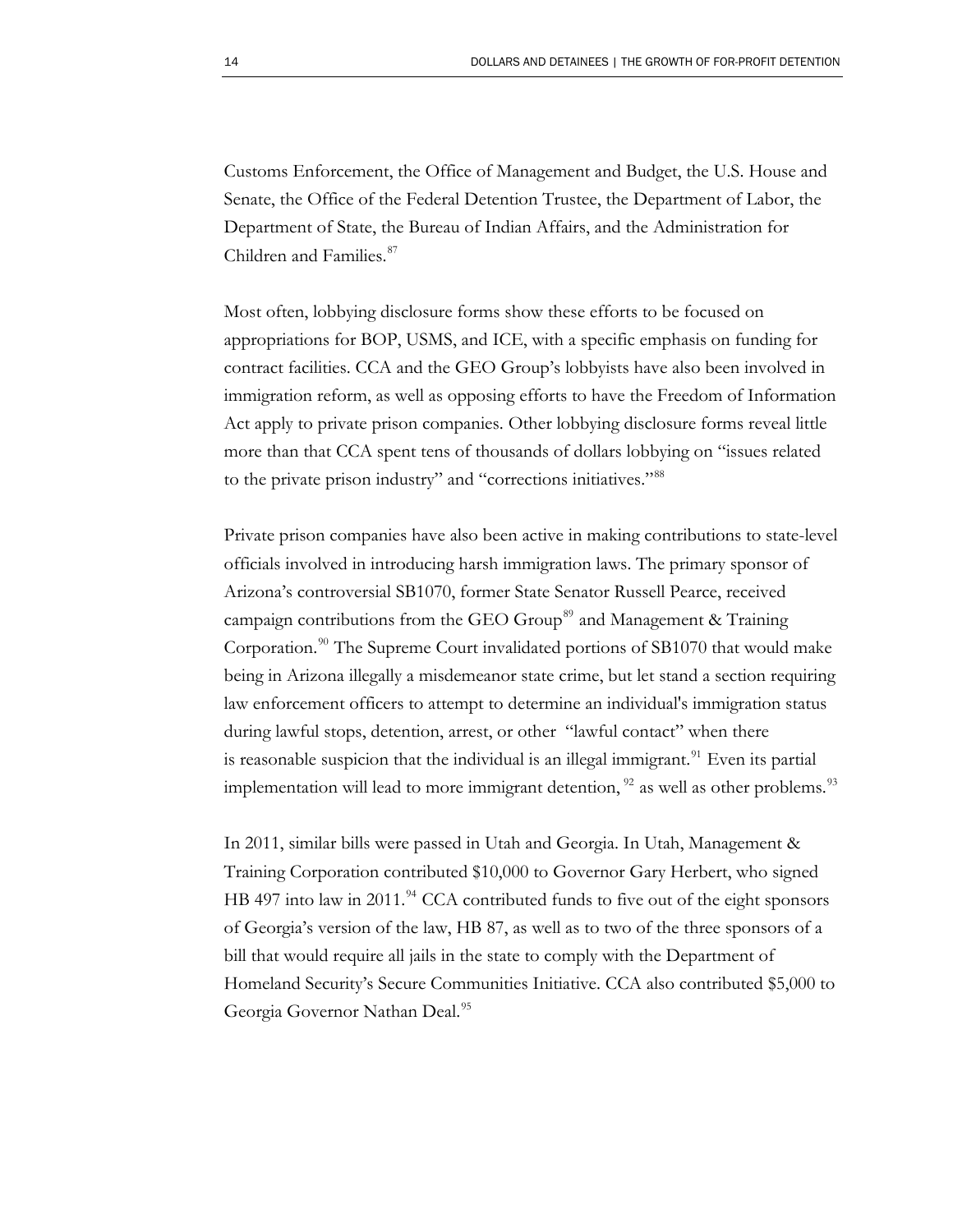Customs Enforcement, the Office of Management and Budget, the U.S. House and Senate, the Office of the Federal Detention Trustee, the Department of Labor, the Department of State, the Bureau of Indian Affairs, and the Administration for Children and Families.[87]

Most often, lobbying disclosure forms show these efforts to be focused on appropriations for BOP, USMS, and ICE, with a specific emphasis on funding for contract facilities. CCA and the GEO Group's lobbyists have also been involved in immigration reform, as well as opposing efforts to have the Freedom of Information Act apply to private prison companies. Other lobbying disclosure forms reveal little more than that CCA spent tens of thousands of dollars lobbying on "issues related to the private prison industry" and "corrections initiatives."[88]

Private prison companies have also been active in making contributions to state-level officials involved in introducing harsh immigration laws. The primary sponsor of Arizona's controversial SB1070, former State Senator Russell Pearce, received campaign contributions from the GEO Group[89] and Management & Training Corporation.[90] The Supreme Court invalidated portions of SB1070 that would make being in Arizona illegally a misdemeanor state crime, but let stand a section requiring law enforcement officers to attempt to determine an individual's immigration status during lawful stops, detention, arrest, or other "lawful contact" when there is reasonable suspicion that the individual is an illegal immigrant.[91] Even its partial implementation will lead to more immigrant detention,[92] as well as other problems.[93]

In 2011, similar bills were passed in Utah and Georgia. In Utah, Management & Training Corporation contributed $10,000 to Governor Gary Herbert, who signed HB 497 into law in 2011.[94] CCA contributed funds to five out of the eight sponsors of Georgia's version of the law, HB 87, as well as to two of the three sponsors of a bill that would require all jails in the state to comply with the Department of Homeland Security's Secure Communities Initiative. CCA also contributed $5,000 to Georgia Governor Nathan Deal.[95]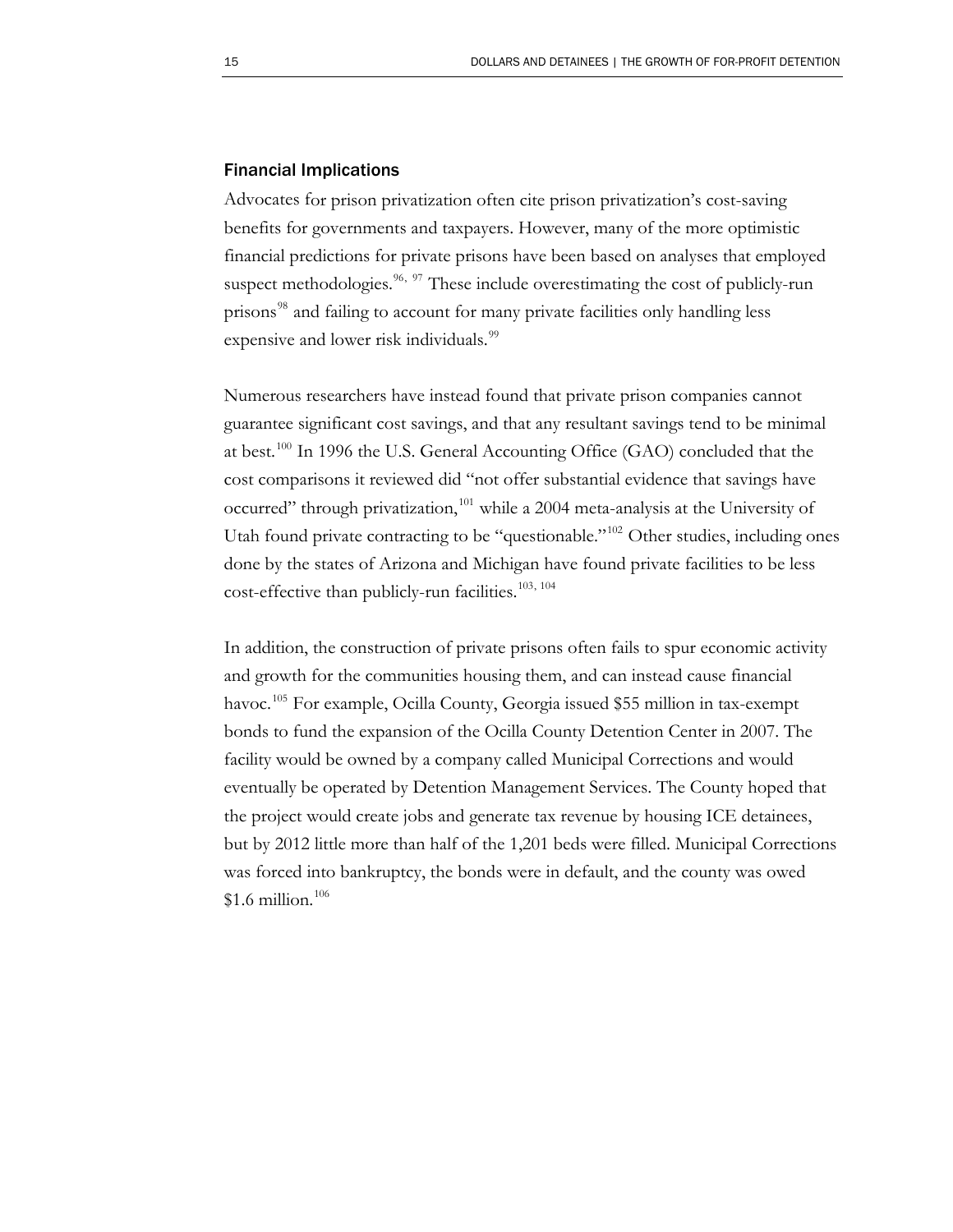### Financial Implications

Advocates for prison privatization often cite prison privatization's cost-saving benefits for governments and taxpayers. However, many of the more optimistic financial predictions for private prisons have been based on analyses that employed suspect methodologies.[96, 97] These include overestimating the cost of publicly-run prisons[98] and failing to account for many private facilities only handling less expensive and lower risk individuals.[99]

Numerous researchers have instead found that private prison companies cannot guarantee significant cost savings, and that any resultant savings tend to be minimal at best.[100] In 1996 the U.S. General Accounting Office (GAO) concluded that the cost comparisons it reviewed did "not offer substantial evidence that savings have occurred" through privatization,[101] while a 2004 meta-analysis at the University of Utah found private contracting to be "questionable."[102] Other studies, including ones done by the states of Arizona and Michigan have found private facilities to be less cost-effective than publicly-run facilities.[103, 104]

In addition, the construction of private prisons often fails to spur economic activity and growth for the communities housing them, and can instead cause financial havoc.[105] For example, Ocilla County, Georgia issued $55 million in tax-exempt bonds to fund the expansion of the Ocilla County Detention Center in 2007. The facility would be owned by a company called Municipal Corrections and would eventually be operated by Detention Management Services. The County hoped that the project would create jobs and generate tax revenue by housing ICE detainees, but by 2012 little more than half of the 1,201 beds were filled. Municipal Corrections was forced into bankruptcy, the bonds were in default, and the county was owed $1.6 million.[106]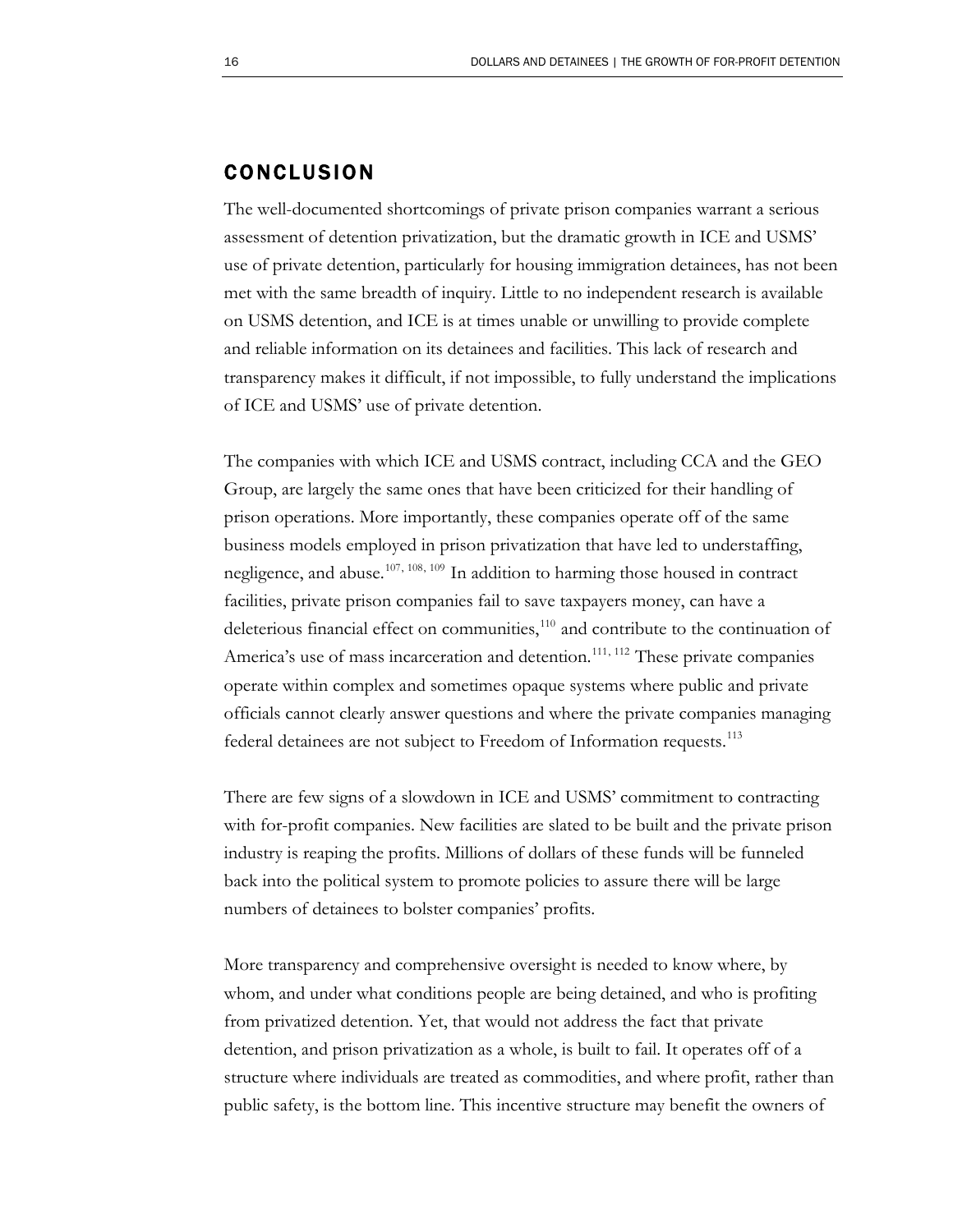## CONCLUSION

The well-documented shortcomings of private prison companies warrant a serious assessment of detention privatization, but the dramatic growth in ICE and USMS' use of private detention, particularly for housing immigration detainees, has not been met with the same breadth of inquiry. Little to no independent research is available on USMS detention, and ICE is at times unable or unwilling to provide complete and reliable information on its detainees and facilities. This lack of research and transparency makes it difficult, if not impossible, to fully understand the implications of ICE and USMS' use of private detention.

The companies with which ICE and USMS contract, including CCA and the GEO Group, are largely the same ones that have been criticized for their handling of prison operations. More importantly, these companies operate off of the same business models employed in prison privatization that have led to understaffing, negligence, and abuse.[107, 108, 109] In addition to harming those housed in contract facilities, private prison companies fail to save taxpayers money, can have a deleterious financial effect on communities,[110] and contribute to the continuation of America's use of mass incarceration and detention.[111, 112] These private companies operate within complex and sometimes opaque systems where public and private officials cannot clearly answer questions and where the private companies managing federal detainees are not subject to Freedom of Information requests.[113]

There are few signs of a slowdown in ICE and USMS' commitment to contracting with for-profit companies. New facilities are slated to be built and the private prison industry is reaping the profits. Millions of dollars of these funds will be funneled back into the political system to promote policies to assure there will be large numbers of detainees to bolster companies' profits.

More transparency and comprehensive oversight is needed to know where, by whom, and under what conditions people are being detained, and who is profiting from privatized detention. Yet, that would not address the fact that private detention, and prison privatization as a whole, is built to fail. It operates off of a structure where individuals are treated as commodities, and where profit, rather than public safety, is the bottom line. This incentive structure may benefit the owners of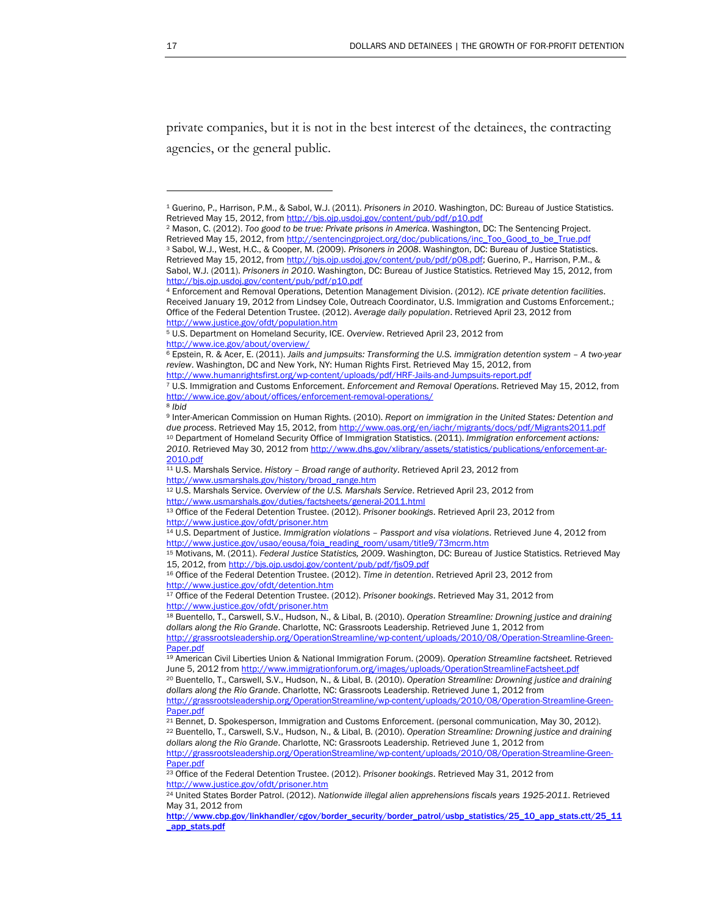private companies, but it is not in the best interest of the detainees, the contracting agencies, or the general public.

---

[1] Guerino, P., Harrison, P.M., & Sabol, W.J. (2011). *Prisoners in 2010*. Washington, DC: Bureau of Justice Statistics. Retrieved May 15, 2012, from http://bjs.ojp.usdoj.gov/content/pub/pdf/p10.pdf

[2] Mason, C. (2012). *Too good to be true: Private prisons in America*. Washington, DC: The Sentencing Project. Retrieved May 15, 2012, from http://sentencingproject.org/doc/publications/inc_Too_Good_to_be_True.pdf

[3] Sabol, W.J., West, H.C., & Cooper, M. (2009). *Prisoners in 2008*. Washington, DC: Bureau of Justice Statistics. Retrieved May 15, 2012, from http://bjs.ojp.usdoj.gov/content/pub/pdf/p08.pdf; Guerino, P., Harrison, P.M., & Sabol, W.J. (2011). *Prisoners in 2010*. Washington, DC: Bureau of Justice Statistics. Retrieved May 15, 2012, from http://bjs.ojp.usdoj.gov/content/pub/pdf/p10.pdf

[4] Enforcement and Removal Operations, Detention Management Division. (2012). *ICE private detention facilities*. Received January 19, 2012 from Lindsey Cole, Outreach Coordinator, U.S. Immigration and Customs Enforcement.; Office of the Federal Detention Trustee. (2012). *Average daily population*. Retrieved April 23, 2012 from http://www.justice.gov/ofdt/population.htm

[5] U.S. Department on Homeland Security, ICE. *Overview*. Retrieved April 23, 2012 from http://www.ice.gov/about/overview/

[6] Epstein, R. & Acer, E. (2011). *Jails and jumpsuits: Transforming the U.S. immigration detention system – A two-year review*. Washington, DC and New York, NY: Human Rights First. Retrieved May 15, 2012, from http://www.humanrightsfirst.org/wp-content/uploads/pdf/HRF-Jails-and-Jumpsuits-report.pdf

[7] U.S. Immigration and Customs Enforcement. *Enforcement and Removal Operations*. Retrieved May 15, 2012, from http://www.ice.gov/about/offices/enforcement-removal-operations/

[8] *Ibid*

[9] Inter-American Commission on Human Rights. (2010). *Report on immigration in the United States: Detention and due process*. Retrieved May 15, 2012, from http://www.oas.org/en/iachr/migrants/docs/pdf/Migrants2011.pdf

[10] Department of Homeland Security Office of Immigration Statistics. (2011). *Immigration enforcement actions: 2010*. Retrieved May 30, 2012 from http://www.dhs.gov/xlibrary/assets/statistics/publications/enforcement-ar-2010.pdf

[11] U.S. Marshals Service. *History – Broad range of authority*. Retrieved April 23, 2012 from http://www.usmarshals.gov/history/broad_range.htm

[12] U.S. Marshals Service. *Overview of the U.S. Marshals Service*. Retrieved April 23, 2012 from http://www.usmarshals.gov/duties/factsheets/general-2011.html

[13] Office of the Federal Detention Trustee. (2012). *Prisoner bookings*. Retrieved April 23, 2012 from http://www.justice.gov/ofdt/prisoner.htm

[14] U.S. Department of Justice. *Immigration violations – Passport and visa violations*. Retrieved June 4, 2012 from http://www.justice.gov/usao/eousa/foia_reading_room/usam/title9/73mcrm.htm

[15] Motivans, M. (2011). *Federal Justice Statistics, 2009*. Washington, DC: Bureau of Justice Statistics. Retrieved May 15, 2012, from http://bjs.ojp.usdoj.gov/content/pub/pdf/fjs09.pdf

[16] Office of the Federal Detention Trustee. (2012). *Time in detention*. Retrieved April 23, 2012 from http://www.justice.gov/ofdt/detention.htm

[17] Office of the Federal Detention Trustee. (2012). *Prisoner bookings*. Retrieved May 31, 2012 from http://www.justice.gov/ofdt/prisoner.htm

[18] Buentello, T., Carswell, S.V., Hudson, N., & Libal, B. (2010). *Operation Streamline: Drowning justice and draining dollars along the Rio Grande*. Charlotte, NC: Grassroots Leadership. Retrieved June 1, 2012 from http://grassrootsleadership.org/OperationStreamline/wp-content/uploads/2010/08/Operation-Streamline-Green-Paper.pdf

[19] American Civil Liberties Union & National Immigration Forum. (2009). *Operation Streamline factsheet.* Retrieved June 5, 2012 from http://www.immigrationforum.org/images/uploads/OperationStreamlineFactsheet.pdf

[20] Buentello, T., Carswell, S.V., Hudson, N., & Libal, B. (2010). *Operation Streamline: Drowning justice and draining dollars along the Rio Grande*. Charlotte, NC: Grassroots Leadership. Retrieved June 1, 2012 from http://grassrootsleadership.org/OperationStreamline/wp-content/uploads/2010/08/Operation-Streamline-Green-Paper.pdf

[21] Bennet, D. Spokesperson, Immigration and Customs Enforcement. (personal communication, May 30, 2012).

[22] Buentello, T., Carswell, S.V., Hudson, N., & Libal, B. (2010). *Operation Streamline: Drowning justice and draining dollars along the Rio Grande*. Charlotte, NC: Grassroots Leadership. Retrieved June 1, 2012 from http://grassrootsleadership.org/OperationStreamline/wp-content/uploads/2010/08/Operation-Streamline-Green-Paper.pdf

[23] Office of the Federal Detention Trustee. (2012). *Prisoner bookings*. Retrieved May 31, 2012 from http://www.justice.gov/ofdt/prisoner.htm

[24] United States Border Patrol. (2012). *Nationwide illegal alien apprehensions fiscals years 1925-2011*. Retrieved May 31, 2012 from **http://www.cbp.gov/linkhandler/cgov/border_security/border_patrol/usbp_statistics/25_10_app_stats.ctt/25_11_app_stats.pdf**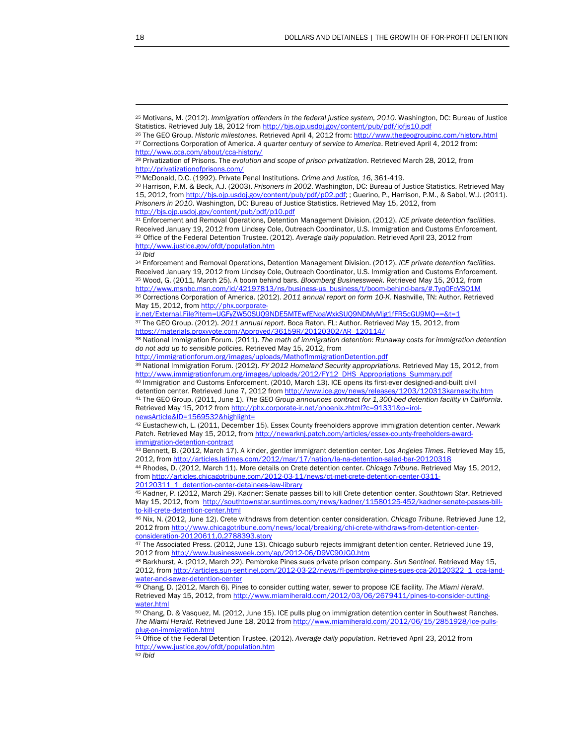[25] Motivans, M. (2012). *Immigration offenders in the federal justice system, 2010*. Washington, DC: Bureau of Justice Statistics. Retrieved July 18, 2012 from http://bjs.ojp.usdoj.gov/content/pub/pdf/iofjs10.pdf

[26] The GEO Group. *Historic milestones*. Retrieved April 4, 2012 from: http://www.thegeogroupinc.com/history.html

[27] Corrections Corporation of America. *A quarter century of service to America*. Retrieved April 4, 2012 from: http://www.cca.com/about/cca-history/

[28] Privatization of Prisons. The *evolution and scope of prison privatization*. Retrieved March 28, 2012, from http://privatizationofprisons.com/

[29] McDonald, D.C. (1992). Private Penal Institutions. *Crime and Justice, 16*, 361-419.

[30] Harrison, P.M. & Beck, A.J. (2003). *Prisoners in 2002*. Washington, DC: Bureau of Justice Statistics. Retrieved May 15, 2012, from http://bjs.ojp.usdoj.gov/content/pub/pdf/p02.pdf; ; Guerino, P., Harrison, P.M., & Sabol, W.J. (2011). *Prisoners in 2010*. Washington, DC: Bureau of Justice Statistics. Retrieved May 15, 2012, from http://bjs.ojp.usdoj.gov/content/pub/pdf/p10.pdf

[31] Enforcement and Removal Operations, Detention Management Division. (2012). *ICE private detention facilities*. Received January 19, 2012 from Lindsey Cole, Outreach Coordinator, U.S. Immigration and Customs Enforcement.

[32] Office of the Federal Detention Trustee. (2012). *Average daily population*. Retrieved April 23, 2012 from http://www.justice.gov/ofdt/population.htm

[33] *Ibid*

[34] Enforcement and Removal Operations, Detention Management Division. (2012). *ICE private detention facilities*. Received January 19, 2012 from Lindsey Cole, Outreach Coordinator, U.S. Immigration and Customs Enforcement.

[35] Wood, G. (2011, March 25). A boom behind bars. *Bloomberg Businessweek*. Retrieved May 15, 2012, from http://www.msnbc.msn.com/id/42197813/ns/business-us_business/t/boom-behind-bars/#.Tyq0FcVSQ1M

[36] Corrections Corporation of America. (2012). *2011 annual report on form 10-K*. Nashville, TN: Author. Retrieved May 15, 2012, from http://phx.corporate-ir.net/External.File?item=UGFyZW50SUQ9NDE5MTEwfENoaWxkSUQ9NDMyMjg1fFR5cGU9MQ==&t=1

[37] The GEO Group. (2012). *2011 annual report*. Boca Raton, FL: Author. Retrieved May 15, 2012, from https://materials.proxyvote.com/Approved/36159R/20120302/AR_120114/

[38] National Immigration Forum. (2011). *The math of immigration detention: Runaway costs for immigration detention do not add up to sensible policies*. Retrieved May 15, 2012, from http://immigrationforum.org/images/uploads/MathofImmigrationDetention.pdf

[39] National Immigration Forum. (2012). *FY 2012 Homeland Security appropriations*. Retrieved May 15, 2012, from http://www.immigrationforum.org/images/uploads/2012/FY12_DHS_Appropriations_Summary.pdf

[40] Immigration and Customs Enforcement. (2010, March 13). ICE opens its first-ever designed-and-built civil detention center. Retrieved June 7, 2012 from http://www.ice.gov/news/releases/1203/120313karnescity.htm

[41] The GEO Group. (2011, June 1). *The GEO Group announces contract for 1,300-bed detention facility in California*. Retrieved May 15, 2012 from http://phx.corporate-ir.net/phoenix.zhtml?c=91331&p=irol-newsArticle&ID=1569532&highlight=

[42] Eustachewich, L. (2011, December 15). Essex County freeholders approve immigration detention center. *Newark Patch*. Retrieved May 15, 2012, from http://newarknj.patch.com/articles/essex-county-freeholders-award-immigration-detention-contract

[43] Bennett, B. (2012, March 17). A kinder, gentler immigrant detention center. *Los Angeles Times*. Retrieved May 15, 2012, from http://articles.latimes.com/2012/mar/17/nation/la-na-detention-salad-bar-20120318

[44] Rhodes, D. (2012, March 11). More details on Crete detention center. *Chicago Tribune*. Retrieved May 15, 2012, from http://articles.chicagotribune.com/2012-03-11/news/ct-met-crete-detention-center-0311-20120311_1_detention-center-detainees-law-library

[45] Kadner, P. (2012, March 29). Kadner: Senate passes bill to kill Crete detention center. *Southtown Star*. Retrieved May 15, 2012, from http://southtownstar.suntimes.com/news/kadner/11580125-452/kadner-senate-passes-bill-to-kill-crete-detention-center.html

[46] Nix, N. (2012, June 12). Crete withdraws from detention center consideration. *Chicago Tribune*. Retrieved June 12, 2012 from http://www.chicagotribune.com/news/local/breaking/chi-crete-withdraws-from-detention-center-consideration-20120611,0,2788393.story

[47] The Associated Press. (2012, June 13). Chicago suburb rejects immigrant detention center. Retrieved June 19, 2012 from http://www.businessweek.com/ap/2012-06/D9VC90JG0.htm

[48] Barkhurst, A. (2012, March 22). Pembroke Pines sues private prison company. *Sun Sentinel*. Retrieved May 15, 2012, from http://articles.sun-sentinel.com/2012-03-22/news/fl-pembroke-pines-sues-cca-20120322_1_cca-land-water-and-sewer-detention-center

[49] Chang, D. (2012, March 6). Pines to consider cutting water, sewer to propose ICE facility. *The Miami Herald*. Retrieved May 15, 2012, from http://www.miamiherald.com/2012/03/06/2679411/pines-to-consider-cutting-water.html

[50] Chang, D. & Vasquez, M. (2012, June 15). ICE pulls plug on immigration detention center in Southwest Ranches. *The Miami Herald*. Retrieved June 18, 2012 from http://www.miamiherald.com/2012/06/15/2851928/ice-pulls-plug-on-immigration.html

[51] Office of the Federal Detention Trustee. (2012). *Average daily population*. Retrieved April 23, 2012 from http://www.justice.gov/ofdt/population.htm

[52] *Ibid*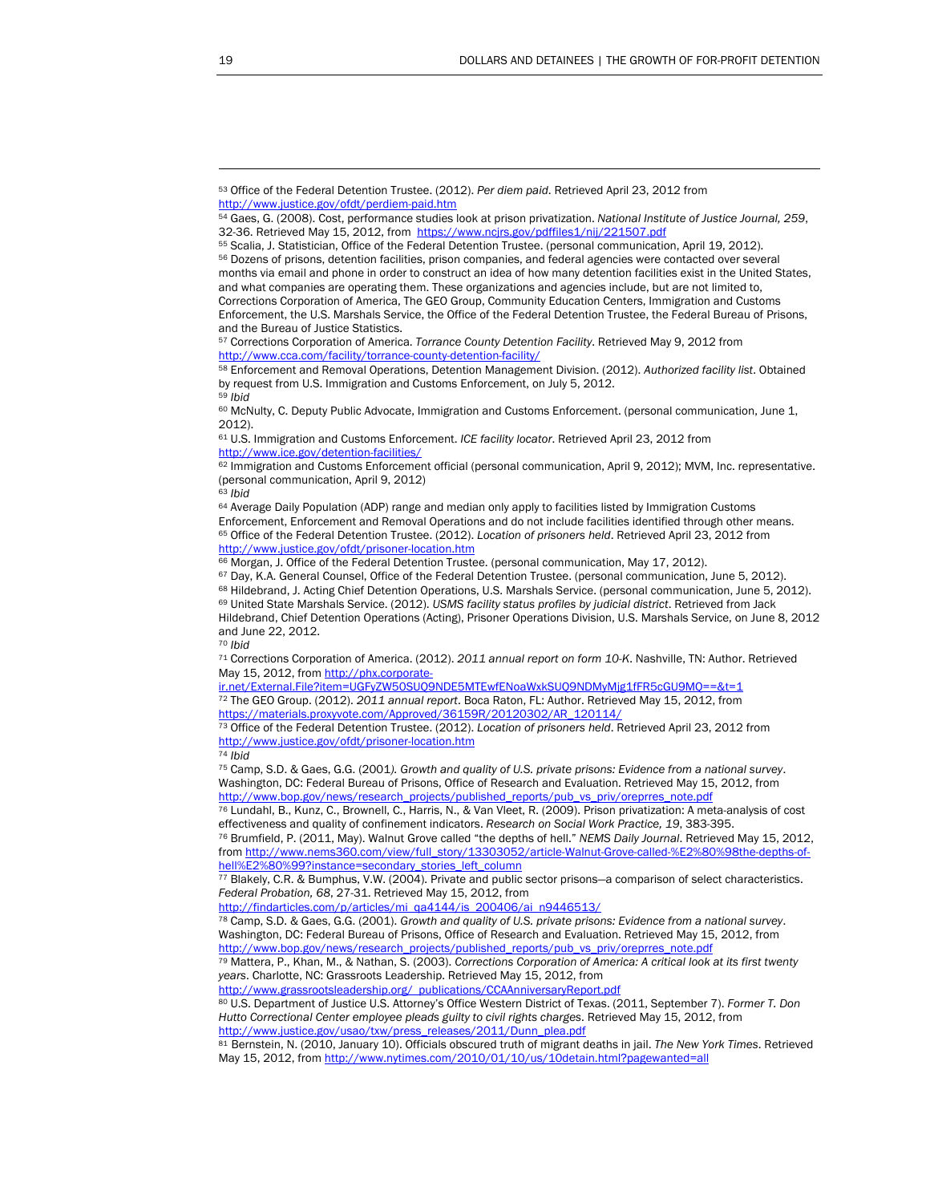[53] Office of the Federal Detention Trustee. (2012). *Per diem paid*. Retrieved April 23, 2012 from http://www.justice.gov/ofdt/perdiem-paid.htm

[54] Gaes, G. (2008). Cost, performance studies look at prison privatization. *National Institute of Justice Journal, 259*, 32-36. Retrieved May 15, 2012, from https://www.ncjrs.gov/pdffiles1/nij/221507.pdf

[55] Scalia, J. Statistician, Office of the Federal Detention Trustee. (personal communication, April 19, 2012).

[56] Dozens of prisons, detention facilities, prison companies, and federal agencies were contacted over several months via email and phone in order to construct an idea of how many detention facilities exist in the United States, and what companies are operating them. These organizations and agencies include, but are not limited to, Corrections Corporation of America, The GEO Group, Community Education Centers, Immigration and Customs Enforcement, the U.S. Marshals Service, the Office of the Federal Detention Trustee, the Federal Bureau of Prisons, and the Bureau of Justice Statistics.

[57] Corrections Corporation of America. *Torrance County Detention Facility*. Retrieved May 9, 2012 from http://www.cca.com/facility/torrance-county-detention-facility/

[58] Enforcement and Removal Operations, Detention Management Division. (2012). *Authorized facility list*. Obtained by request from U.S. Immigration and Customs Enforcement, on July 5, 2012.

[59] *Ibid*

[60] McNulty, C. Deputy Public Advocate, Immigration and Customs Enforcement. (personal communication, June 1, 2012).

[61] U.S. Immigration and Customs Enforcement. *ICE facility locator*. Retrieved April 23, 2012 from http://www.ice.gov/detention-facilities/

[62] Immigration and Customs Enforcement official (personal communication, April 9, 2012); MVM, Inc. representative. (personal communication, April 9, 2012)

[63] *Ibid*

[64] Average Daily Population (ADP) range and median only apply to facilities listed by Immigration Customs Enforcement, Enforcement and Removal Operations and do not include facilities identified through other means.

[65] Office of the Federal Detention Trustee. (2012). *Location of prisoners held*. Retrieved April 23, 2012 from http://www.justice.gov/ofdt/prisoner-location.htm

[66] Morgan, J. Office of the Federal Detention Trustee. (personal communication, May 17, 2012).

[67] Day, K.A. General Counsel, Office of the Federal Detention Trustee. (personal communication, June 5, 2012).

[68] Hildebrand, J. Acting Chief Detention Operations, U.S. Marshals Service. (personal communication, June 5, 2012).

[69] United State Marshals Service. (2012). *USMS facility status profiles by judicial district*. Retrieved from Jack Hildebrand, Chief Detention Operations (Acting), Prisoner Operations Division, U.S. Marshals Service, on June 8, 2012 and June 22, 2012.

[70] *Ibid*

[71] Corrections Corporation of America. (2012). *2011 annual report on form 10-K*. Nashville, TN: Author. Retrieved May 15, 2012, from http://phx.corporate-ir.net/External.File?item=UGFyZW50SUQ9NDE5MTEwfENoaWxkSUQ9NDMyMjg1fFR5cGU9MQ==&t=1

[72] The GEO Group. (2012). *2011 annual report*. Boca Raton, FL: Author. Retrieved May 15, 2012, from https://materials.proxyvote.com/Approved/36159R/20120302/AR_120114/

[73] Office of the Federal Detention Trustee. (2012). *Location of prisoners held*. Retrieved April 23, 2012 from http://www.justice.gov/ofdt/prisoner-location.htm

[74] *Ibid*

[75] Camp, S.D. & Gaes, G.G. (2001*). Growth and quality of U.S. private prisons: Evidence from a national survey*. Washington, DC: Federal Bureau of Prisons, Office of Research and Evaluation. Retrieved May 15, 2012, from http://www.bop.gov/news/research_projects/published_reports/pub_vs_priv/oreprres_note.pdf

[76] Lundahl, B., Kunz, C., Brownell, C., Harris, N., & Van Vleet, R. (2009). Prison privatization: A meta-analysis of cost effectiveness and quality of confinement indicators. *Research on Social Work Practice, 19*, 383-395.

[76] Brumfield, P. (2011, May). Walnut Grove called "the depths of hell." *NEMS Daily Journal*. Retrieved May 15, 2012, from http://www.nems360.com/view/full_story/13303052/article-Walnut-Grove-called-%E2%80%98the-depths-of-hell%E2%80%99?instance=secondary_stories_left_column

[77] Blakely, C.R. & Bumphus, V.W. (2004). Private and public sector prisons—a comparison of select characteristics. *Federal Probation, 68*, 27-31. Retrieved May 15, 2012, from http://findarticles.com/p/articles/mi_qa4144/is_200406/ai_n9446513/

[78] Camp, S.D. & Gaes, G.G. (2001). *Growth and quality of U.S. private prisons: Evidence from a national survey*. Washington, DC: Federal Bureau of Prisons, Office of Research and Evaluation. Retrieved May 15, 2012, from http://www.bop.gov/news/research_projects/published_reports/pub_vs_priv/oreprres_note.pdf

[79] Mattera, P., Khan, M., & Nathan, S. (2003). *Corrections Corporation of America: A critical look at its first twenty years*. Charlotte, NC: Grassroots Leadership. Retrieved May 15, 2012, from http://www.grassrootsleadership.org/_publications/CCAAnniversaryReport.pdf

[80] U.S. Department of Justice U.S. Attorney's Office Western District of Texas. (2011, September 7). *Former T. Don Hutto Correctional Center employee pleads guilty to civil rights charges*. Retrieved May 15, 2012, from http://www.justice.gov/usao/txw/press_releases/2011/Dunn_plea.pdf

[81] Bernstein, N. (2010, January 10). Officials obscured truth of migrant deaths in jail. *The New York Times*. Retrieved May 15, 2012, from http://www.nytimes.com/2010/01/10/us/10detain.html?pagewanted=all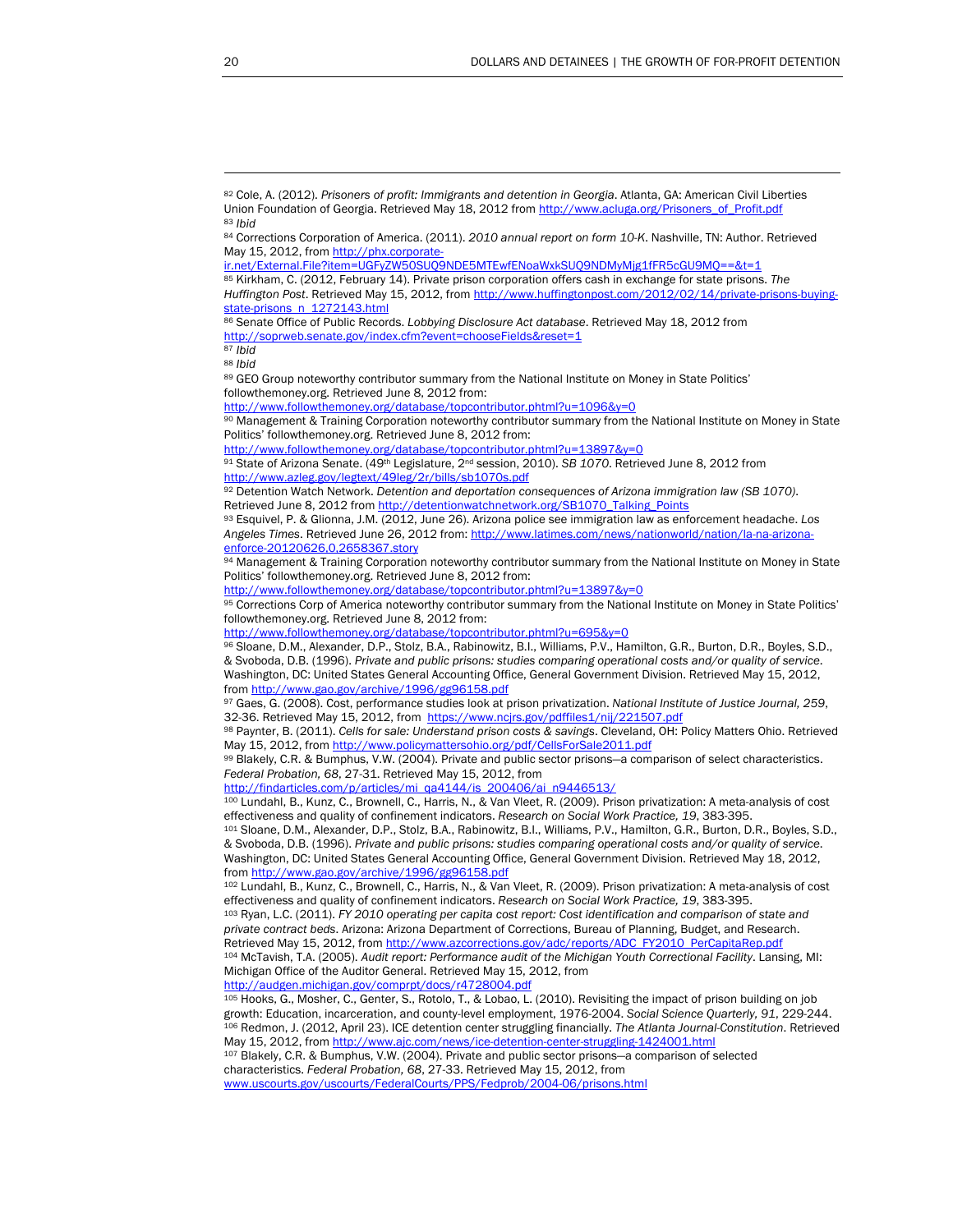[82] Cole, A. (2012). *Prisoners of profit: Immigrants and detention in Georgia*. Atlanta, GA: American Civil Liberties Union Foundation of Georgia. Retrieved May 18, 2012 from http://www.acluga.org/Prisoners_of_Profit.pdf

[83] *Ibid*

[84] Corrections Corporation of America. (2011). *2010 annual report on form 10-K*. Nashville, TN: Author. Retrieved May 15, 2012, from http://phx.corporate-ir.net/External.File?item=UGFyZW50SUQ9NDE5MTEwfENoaWxkSUQ9NDMyMjg1fFR5cGU9MQ==&t=1

[85] Kirkham, C. (2012, February 14). Private prison corporation offers cash in exchange for state prisons. *The Huffington Post*. Retrieved May 15, 2012, from http://www.huffingtonpost.com/2012/02/14/private-prisons-buying-state-prisons_n_1272143.html

[86] Senate Office of Public Records. *Lobbying Disclosure Act database*. Retrieved May 18, 2012 from http://soprweb.senate.gov/index.cfm?event=chooseFields&reset=1

[87] *Ibid*

[88] *Ibid*

[89] GEO Group noteworthy contributor summary from the National Institute on Money in State Politics' followthemoney.org. Retrieved June 8, 2012 from: http://www.followthemoney.org/database/topcontributor.phtml?u=1096&y=0

[90] Management & Training Corporation noteworthy contributor summary from the National Institute on Money in State Politics' followthemoney.org. Retrieved June 8, 2012 from: http://www.followthemoney.org/database/topcontributor.phtml?u=13897&y=0

[91] State of Arizona Senate. (49th Legislature, 2nd session, 2010). *SB 1070*. Retrieved June 8, 2012 from http://www.azleg.gov/legtext/49leg/2r/bills/sb1070s.pdf

[92] Detention Watch Network. *Detention and deportation consequences of Arizona immigration law (SB 1070)*. Retrieved June 8, 2012 from http://detentionwatchnetwork.org/SB1070_Talking_Points

[93] Esquivel, P. & Glionna, J.M. (2012, June 26). Arizona police see immigration law as enforcement headache. *Los Angeles Times*. Retrieved June 26, 2012 from: http://www.latimes.com/news/nationworld/nation/la-na-arizona-enforce-20120626,0,2658367.story

[94] Management & Training Corporation noteworthy contributor summary from the National Institute on Money in State Politics' followthemoney.org. Retrieved June 8, 2012 from: http://www.followthemoney.org/database/topcontributor.phtml?u=13897&y=0

[95] Corrections Corp of America noteworthy contributor summary from the National Institute on Money in State Politics' followthemoney.org. Retrieved June 8, 2012 from: http://www.followthemoney.org/database/topcontributor.phtml?u=695&y=0

[96] Sloane, D.M., Alexander, D.P., Stolz, B.A., Rabinowitz, B.I., Williams, P.V., Hamilton, G.R., Burton, D.R., Boyles, S.D., & Svoboda, D.B. (1996). *Private and public prisons: studies comparing operational costs and/or quality of service*. Washington, DC: United States General Accounting Office, General Government Division. Retrieved May 15, 2012, from http://www.gao.gov/archive/1996/gg96158.pdf

[97] Gaes, G. (2008). Cost, performance studies look at prison privatization. *National Institute of Justice Journal, 259*, 32-36. Retrieved May 15, 2012, from https://www.ncjrs.gov/pdffiles1/nij/221507.pdf

[98] Paynter, B. (2011). *Cells for sale: Understand prison costs & savings*. Cleveland, OH: Policy Matters Ohio. Retrieved May 15, 2012, from http://www.policymattersohio.org/pdf/CellsForSale2011.pdf

[99] Blakely, C.R. & Bumphus, V.W. (2004). Private and public sector prisons—a comparison of select characteristics. *Federal Probation, 68*, 27-31. Retrieved May 15, 2012, from http://findarticles.com/p/articles/mi_qa4144/is_200406/ai_n9446513/

[100] Lundahl, B., Kunz, C., Brownell, C., Harris, N., & Van Vleet, R. (2009). Prison privatization: A meta-analysis of cost effectiveness and quality of confinement indicators. *Research on Social Work Practice, 19*, 383-395.

[101] Sloane, D.M., Alexander, D.P., Stolz, B.A., Rabinowitz, B.I., Williams, P.V., Hamilton, G.R., Burton, D.R., Boyles, S.D., & Svoboda, D.B. (1996). *Private and public prisons: studies comparing operational costs and/or quality of service*. Washington, DC: United States General Accounting Office, General Government Division. Retrieved May 18, 2012, from http://www.gao.gov/archive/1996/gg96158.pdf

[102] Lundahl, B., Kunz, C., Brownell, C., Harris, N., & Van Vleet, R. (2009). Prison privatization: A meta-analysis of cost effectiveness and quality of confinement indicators. *Research on Social Work Practice, 19*, 383-395.

[103] Ryan, L.C. (2011). *FY 2010 operating per capita cost report: Cost identification and comparison of state and private contract beds*. Arizona: Arizona Department of Corrections, Bureau of Planning, Budget, and Research. Retrieved May 15, 2012, from http://www.azcorrections.gov/adc/reports/ADC_FY2010_PerCapitaRep.pdf

[104] McTavish, T.A. (2005). *Audit report: Performance audit of the Michigan Youth Correctional Facility*. Lansing, MI: Michigan Office of the Auditor General. Retrieved May 15, 2012, from http://audgen.michigan.gov/comprpt/docs/r4728004.pdf

[105] Hooks, G., Mosher, C., Genter, S., Rotolo, T., & Lobao, L. (2010). Revisiting the impact of prison building on job growth: Education, incarceration, and county-level employment, 1976-2004. *Social Science Quarterly, 91*, 229-244.

[106] Redmon, J. (2012, April 23). ICE detention center struggling financially. *The Atlanta Journal-Constitution*. Retrieved May 15, 2012, from http://www.ajc.com/news/ice-detention-center-struggling-1424001.html

[107] Blakely, C.R. & Bumphus, V.W. (2004). Private and public sector prisons—a comparison of selected characteristics. *Federal Probation, 68*, 27-33. Retrieved May 15, 2012, from www.uscourts.gov/uscourts/FederalCourts/PPS/Fedprob/2004-06/prisons.html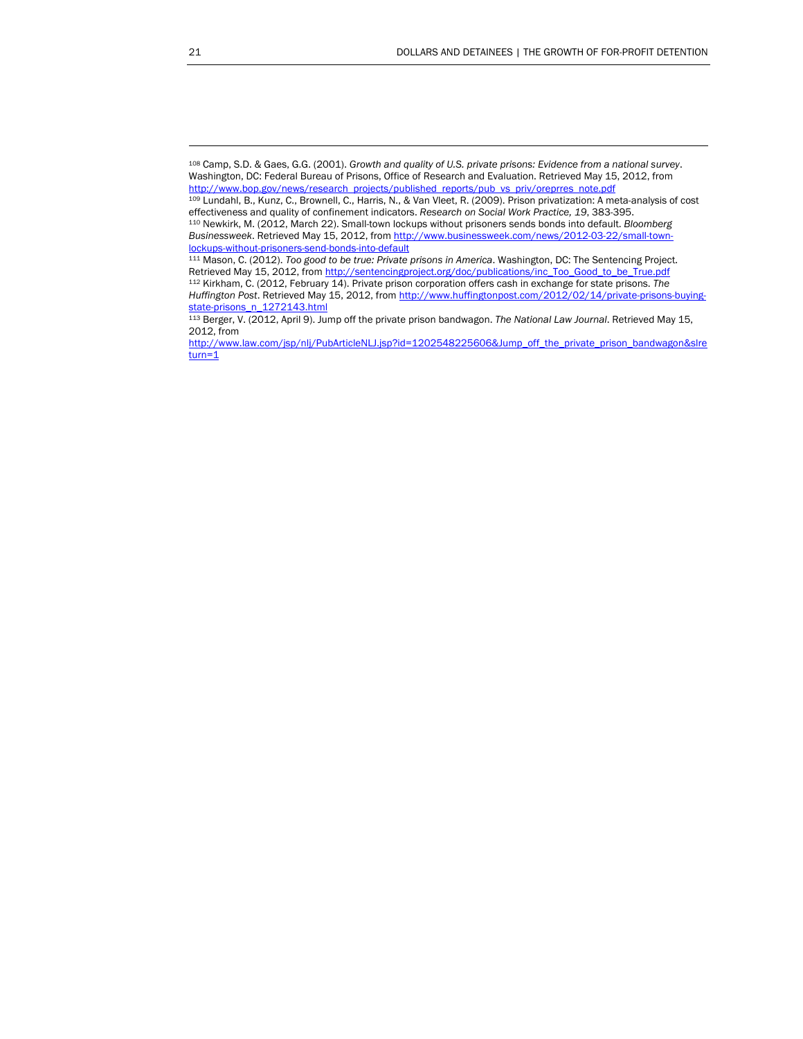[108] Camp, S.D. & Gaes, G.G. (2001). *Growth and quality of U.S. private prisons: Evidence from a national survey*. Washington, DC: Federal Bureau of Prisons, Office of Research and Evaluation. Retrieved May 15, 2012, from http://www.bop.gov/news/research_projects/published_reports/pub_vs_priv/oreprres_note.pdf

[109] Lundahl, B., Kunz, C., Brownell, C., Harris, N., & Van Vleet, R. (2009). Prison privatization: A meta-analysis of cost effectiveness and quality of confinement indicators. *Research on Social Work Practice, 19*, 383-395.

[110] Newkirk, M. (2012, March 22). Small-town lockups without prisoners sends bonds into default. *Bloomberg Businessweek*. Retrieved May 15, 2012, from http://www.businessweek.com/news/2012-03-22/small-town-lockups-without-prisoners-send-bonds-into-default

[111] Mason, C. (2012). *Too good to be true: Private prisons in America*. Washington, DC: The Sentencing Project. Retrieved May 15, 2012, from http://sentencingproject.org/doc/publications/inc_Too_Good_to_be_True.pdf

[112] Kirkham, C. (2012, February 14). Private prison corporation offers cash in exchange for state prisons. *The Huffington Post*. Retrieved May 15, 2012, from http://www.huffingtonpost.com/2012/02/14/private-prisons-buying-state-prisons_n_1272143.html

[113] Berger, V. (2012, April 9). Jump off the private prison bandwagon. *The National Law Journal*. Retrieved May 15, 2012, from http://www.law.com/jsp/nlj/PubArticleNLJ.jsp?id=1202548225606&Jump_off_the_private_prison_bandwagon&slreturn=1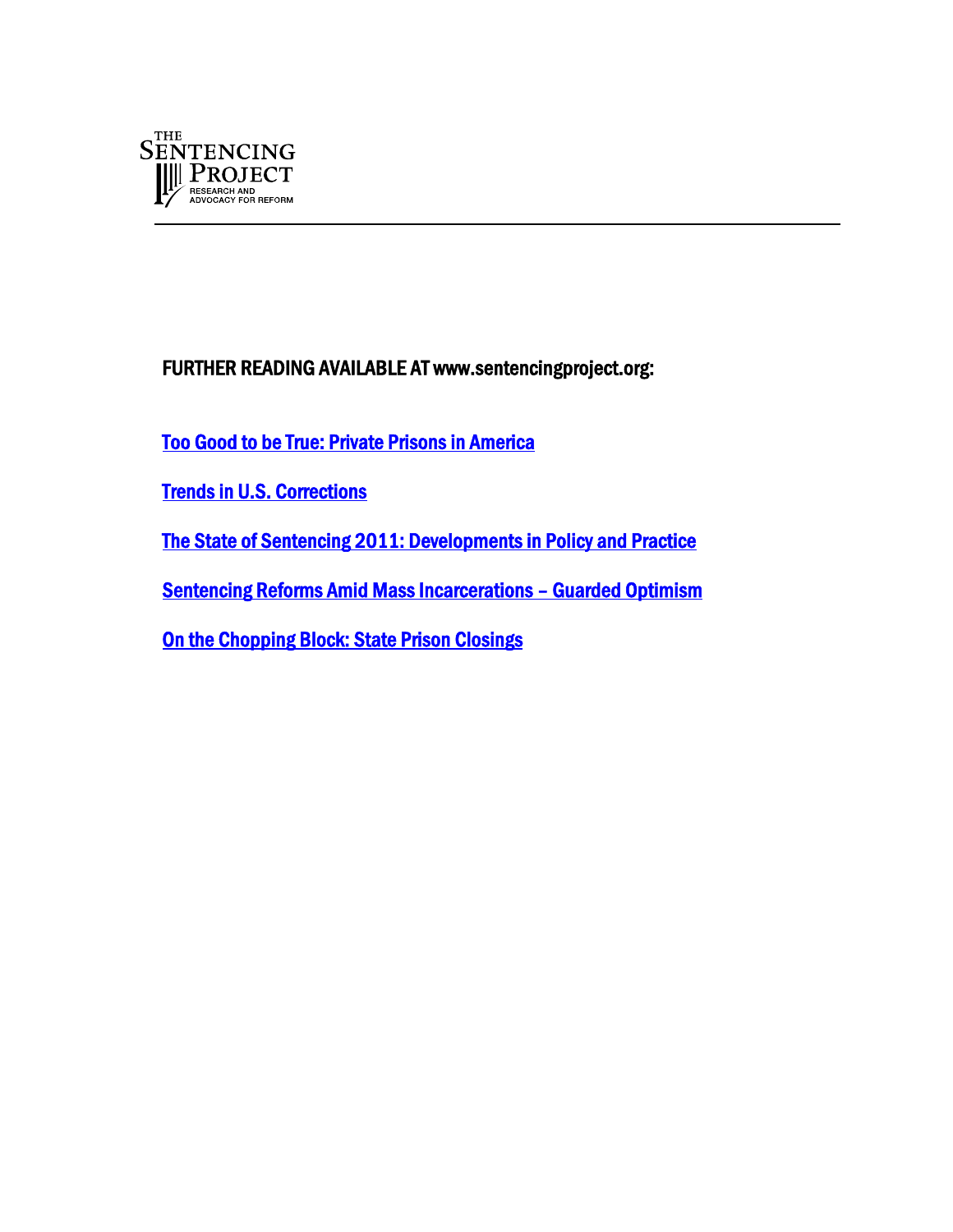THE SENTENCING PROJECT
RESEARCH AND ADVOCACY FOR REFORM

**FURTHER READING AVAILABLE AT www.sentencingproject.org:**

**Too Good to be True: Private Prisons in America**

**Trends in U.S. Corrections**

**The State of Sentencing 2011: Developments in Policy and Practice**

**Sentencing Reforms Amid Mass Incarcerations – Guarded Optimism**

**On the Chopping Block: State Prison Closings**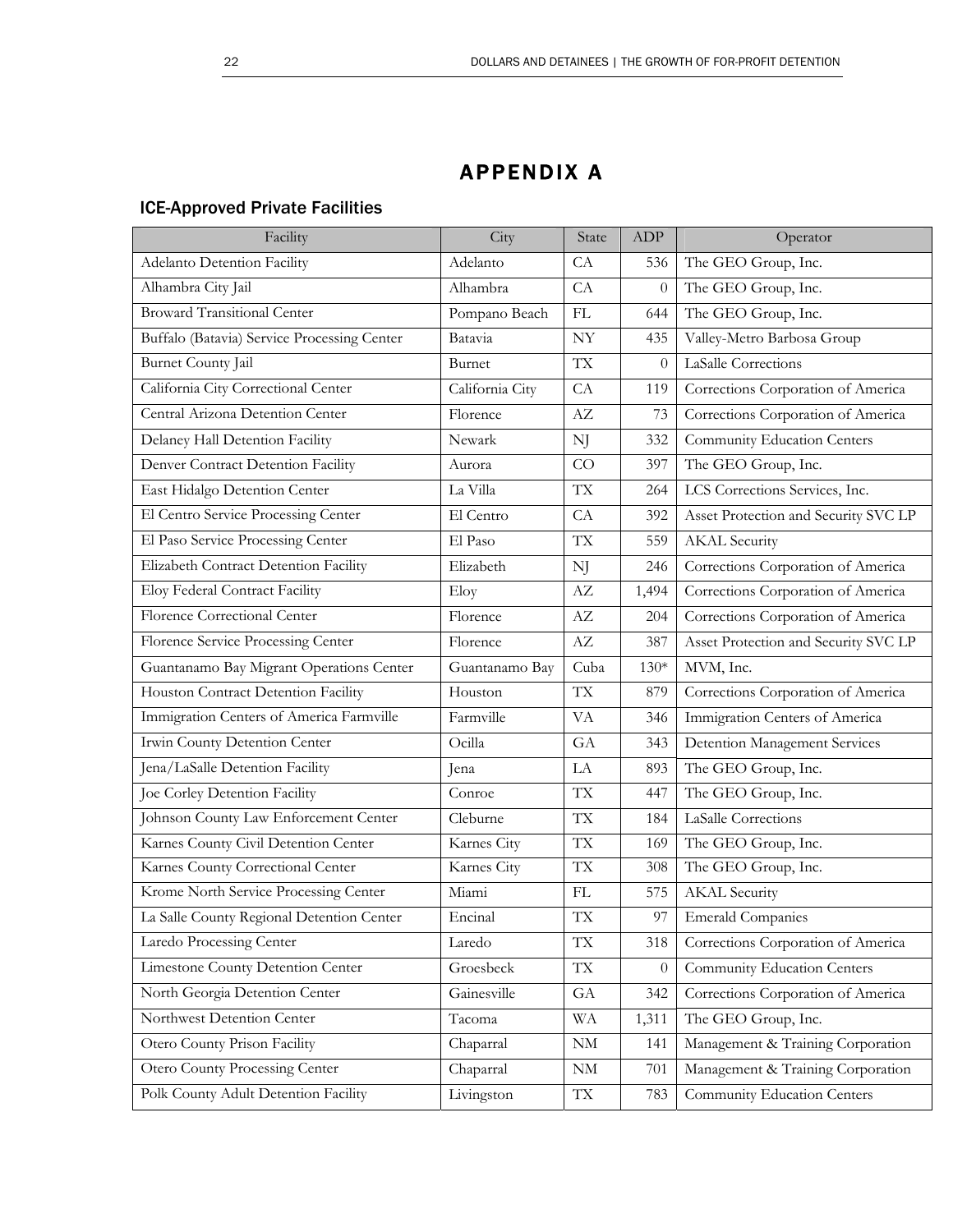# APPENDIX A

## ICE-Approved Private Facilities

| Facility | City | State | ADP | Operator |
|---|---|---|---|---|
| Adelanto Detention Facility | Adelanto | CA | 536 | The GEO Group, Inc. |
| Alhambra City Jail | Alhambra | CA | 0 | The GEO Group, Inc. |
| Broward Transitional Center | Pompano Beach | FL | 644 | The GEO Group, Inc. |
| Buffalo (Batavia) Service Processing Center | Batavia | NY | 435 | Valley-Metro Barbosa Group |
| Burnet County Jail | Burnet | TX | 0 | LaSalle Corrections |
| California City Correctional Center | California City | CA | 119 | Corrections Corporation of America |
| Central Arizona Detention Center | Florence | AZ | 73 | Corrections Corporation of America |
| Delaney Hall Detention Facility | Newark | NJ | 332 | Community Education Centers |
| Denver Contract Detention Facility | Aurora | CO | 397 | The GEO Group, Inc. |
| East Hidalgo Detention Center | La Villa | TX | 264 | LCS Corrections Services, Inc. |
| El Centro Service Processing Center | El Centro | CA | 392 | Asset Protection and Security SVC LP |
| El Paso Service Processing Center | El Paso | TX | 559 | AKAL Security |
| Elizabeth Contract Detention Facility | Elizabeth | NJ | 246 | Corrections Corporation of America |
| Eloy Federal Contract Facility | Eloy | AZ | 1,494 | Corrections Corporation of America |
| Florence Correctional Center | Florence | AZ | 204 | Corrections Corporation of America |
| Florence Service Processing Center | Florence | AZ | 387 | Asset Protection and Security SVC LP |
| Guantanamo Bay Migrant Operations Center | Guantanamo Bay | Cuba | 130* | MVM, Inc. |
| Houston Contract Detention Facility | Houston | TX | 879 | Corrections Corporation of America |
| Immigration Centers of America Farmville | Farmville | VA | 346 | Immigration Centers of America |
| Irwin County Detention Center | Ocilla | GA | 343 | Detention Management Services |
| Jena/LaSalle Detention Facility | Jena | LA | 893 | The GEO Group, Inc. |
| Joe Corley Detention Facility | Conroe | TX | 447 | The GEO Group, Inc. |
| Johnson County Law Enforcement Center | Cleburne | TX | 184 | LaSalle Corrections |
| Karnes County Civil Detention Center | Karnes City | TX | 169 | The GEO Group, Inc. |
| Karnes County Correctional Center | Karnes City | TX | 308 | The GEO Group, Inc. |
| Krome North Service Processing Center | Miami | FL | 575 | AKAL Security |
| La Salle County Regional Detention Center | Encinal | TX | 97 | Emerald Companies |
| Laredo Processing Center | Laredo | TX | 318 | Corrections Corporation of America |
| Limestone County Detention Center | Groesbeck | TX | 0 | Community Education Centers |
| North Georgia Detention Center | Gainesville | GA | 342 | Corrections Corporation of America |
| Northwest Detention Center | Tacoma | WA | 1,311 | The GEO Group, Inc. |
| Otero County Prison Facility | Chaparral | NM | 141 | Management & Training Corporation |
| Otero County Processing Center | Chaparral | NM | 701 | Management & Training Corporation |
| Polk County Adult Detention Facility | Livingston | TX | 783 | Community Education Centers |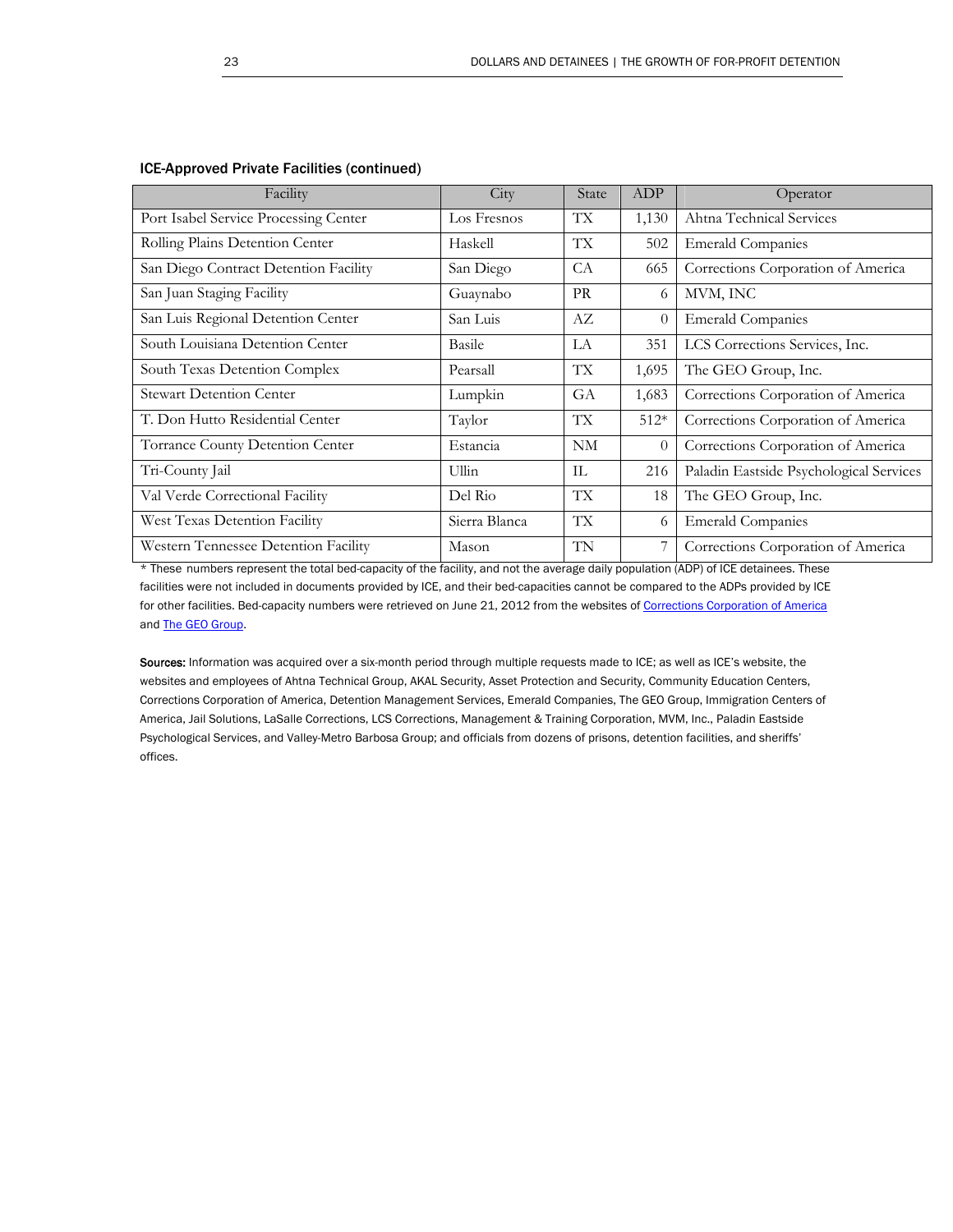### ICE-Approved Private Facilities (continued)

| Facility | City | State | ADP | Operator |
|---|---|---|---|---|
| Port Isabel Service Processing Center | Los Fresnos | TX | 1,130 | Ahtna Technical Services |
| Rolling Plains Detention Center | Haskell | TX | 502 | Emerald Companies |
| San Diego Contract Detention Facility | San Diego | CA | 665 | Corrections Corporation of America |
| San Juan Staging Facility | Guaynabo | PR | 6 | MVM, INC |
| San Luis Regional Detention Center | San Luis | AZ | 0 | Emerald Companies |
| South Louisiana Detention Center | Basile | LA | 351 | LCS Corrections Services, Inc. |
| South Texas Detention Complex | Pearsall | TX | 1,695 | The GEO Group, Inc. |
| Stewart Detention Center | Lumpkin | GA | 1,683 | Corrections Corporation of America |
| T. Don Hutto Residential Center | Taylor | TX | 512* | Corrections Corporation of America |
| Torrance County Detention Center | Estancia | NM | 0 | Corrections Corporation of America |
| Tri-County Jail | Ullin | IL | 216 | Paladin Eastside Psychological Services |
| Val Verde Correctional Facility | Del Rio | TX | 18 | The GEO Group, Inc. |
| West Texas Detention Facility | Sierra Blanca | TX | 6 | Emerald Companies |
| Western Tennessee Detention Facility | Mason | TN | 7 | Corrections Corporation of America |

* These numbers represent the total bed-capacity of the facility, and not the average daily population (ADP) of ICE detainees. These facilities were not included in documents provided by ICE, and their bed-capacities cannot be compared to the ADPs provided by ICE for other facilities. Bed-capacity numbers were retrieved on June 21, 2012 from the websites of Corrections Corporation of America and The GEO Group.

**Sources:** Information was acquired over a six-month period through multiple requests made to ICE; as well as ICE's website, the websites and employees of Ahtna Technical Group, AKAL Security, Asset Protection and Security, Community Education Centers, Corrections Corporation of America, Detention Management Services, Emerald Companies, The GEO Group, Immigration Centers of America, Jail Solutions, LaSalle Corrections, LCS Corrections, Management & Training Corporation, MVM, Inc., Paladin Eastside Psychological Services, and Valley-Metro Barbosa Group; and officials from dozens of prisons, detention facilities, and sheriffs' offices.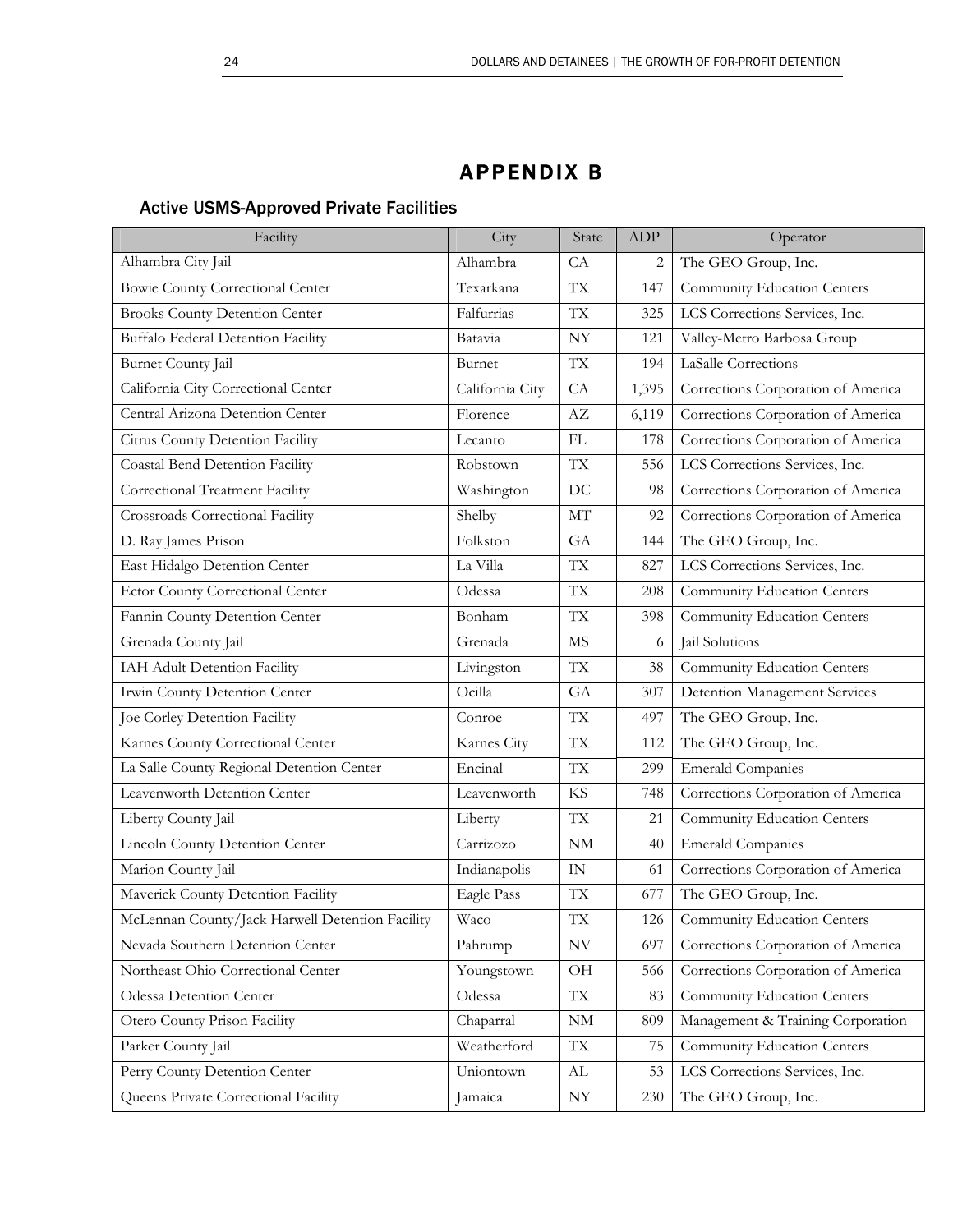# APPENDIX B

## Active USMS-Approved Private Facilities

| Facility | City | State | ADP | Operator |
|---|---|---|---|---|
| Alhambra City Jail | Alhambra | CA | 2 | The GEO Group, Inc. |
| Bowie County Correctional Center | Texarkana | TX | 147 | Community Education Centers |
| Brooks County Detention Center | Falfurrias | TX | 325 | LCS Corrections Services, Inc. |
| Buffalo Federal Detention Facility | Batavia | NY | 121 | Valley-Metro Barbosa Group |
| Burnet County Jail | Burnet | TX | 194 | LaSalle Corrections |
| California City Correctional Center | California City | CA | 1,395 | Corrections Corporation of America |
| Central Arizona Detention Center | Florence | AZ | 6,119 | Corrections Corporation of America |
| Citrus County Detention Facility | Lecanto | FL | 178 | Corrections Corporation of America |
| Coastal Bend Detention Facility | Robstown | TX | 556 | LCS Corrections Services, Inc. |
| Correctional Treatment Facility | Washington | DC | 98 | Corrections Corporation of America |
| Crossroads Correctional Facility | Shelby | MT | 92 | Corrections Corporation of America |
| D. Ray James Prison | Folkston | GA | 144 | The GEO Group, Inc. |
| East Hidalgo Detention Center | La Villa | TX | 827 | LCS Corrections Services, Inc. |
| Ector County Correctional Center | Odessa | TX | 208 | Community Education Centers |
| Fannin County Detention Center | Bonham | TX | 398 | Community Education Centers |
| Grenada County Jail | Grenada | MS | 6 | Jail Solutions |
| IAH Adult Detention Facility | Livingston | TX | 38 | Community Education Centers |
| Irwin County Detention Center | Ocilla | GA | 307 | Detention Management Services |
| Joe Corley Detention Facility | Conroe | TX | 497 | The GEO Group, Inc. |
| Karnes County Correctional Center | Karnes City | TX | 112 | The GEO Group, Inc. |
| La Salle County Regional Detention Center | Encinal | TX | 299 | Emerald Companies |
| Leavenworth Detention Center | Leavenworth | KS | 748 | Corrections Corporation of America |
| Liberty County Jail | Liberty | TX | 21 | Community Education Centers |
| Lincoln County Detention Center | Carrizozo | NM | 40 | Emerald Companies |
| Marion County Jail | Indianapolis | IN | 61 | Corrections Corporation of America |
| Maverick County Detention Facility | Eagle Pass | TX | 677 | The GEO Group, Inc. |
| McLennan County/Jack Harwell Detention Facility | Waco | TX | 126 | Community Education Centers |
| Nevada Southern Detention Center | Pahrump | NV | 697 | Corrections Corporation of America |
| Northeast Ohio Correctional Center | Youngstown | OH | 566 | Corrections Corporation of America |
| Odessa Detention Center | Odessa | TX | 83 | Community Education Centers |
| Otero County Prison Facility | Chaparral | NM | 809 | Management & Training Corporation |
| Parker County Jail | Weatherford | TX | 75 | Community Education Centers |
| Perry County Detention Center | Uniontown | AL | 53 | LCS Corrections Services, Inc. |
| Queens Private Correctional Facility | Jamaica | NY | 230 | The GEO Group, Inc. |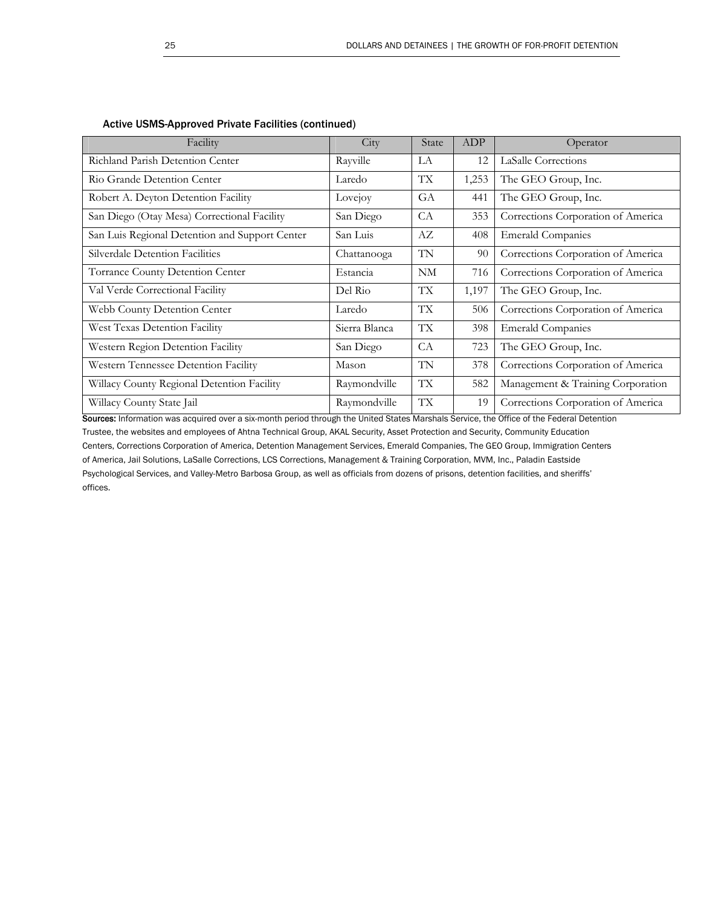### Active USMS-Approved Private Facilities (continued)

| Facility | City | State | ADP | Operator |
|---|---|---|---|---|
| Richland Parish Detention Center | Rayville | LA | 12 | LaSalle Corrections |
| Rio Grande Detention Center | Laredo | TX | 1,253 | The GEO Group, Inc. |
| Robert A. Deyton Detention Facility | Lovejoy | GA | 441 | The GEO Group, Inc. |
| San Diego (Otay Mesa) Correctional Facility | San Diego | CA | 353 | Corrections Corporation of America |
| San Luis Regional Detention and Support Center | San Luis | AZ | 408 | Emerald Companies |
| Silverdale Detention Facilities | Chattanooga | TN | 90 | Corrections Corporation of America |
| Torrance County Detention Center | Estancia | NM | 716 | Corrections Corporation of America |
| Val Verde Correctional Facility | Del Rio | TX | 1,197 | The GEO Group, Inc. |
| Webb County Detention Center | Laredo | TX | 506 | Corrections Corporation of America |
| West Texas Detention Facility | Sierra Blanca | TX | 398 | Emerald Companies |
| Western Region Detention Facility | San Diego | CA | 723 | The GEO Group, Inc. |
| Western Tennessee Detention Facility | Mason | TN | 378 | Corrections Corporation of America |
| Willacy County Regional Detention Facility | Raymondville | TX | 582 | Management & Training Corporation |
| Willacy County State Jail | Raymondville | TX | 19 | Corrections Corporation of America |

**Sources:** Information was acquired over a six-month period through the United States Marshals Service, the Office of the Federal Detention Trustee, the websites and employees of Ahtna Technical Group, AKAL Security, Asset Protection and Security, Community Education Centers, Corrections Corporation of America, Detention Management Services, Emerald Companies, The GEO Group, Immigration Centers of America, Jail Solutions, LaSalle Corrections, LCS Corrections, Management & Training Corporation, MVM, Inc., Paladin Eastside Psychological Services, and Valley-Metro Barbosa Group, as well as officials from dozens of prisons, detention facilities, and sheriffs' offices.